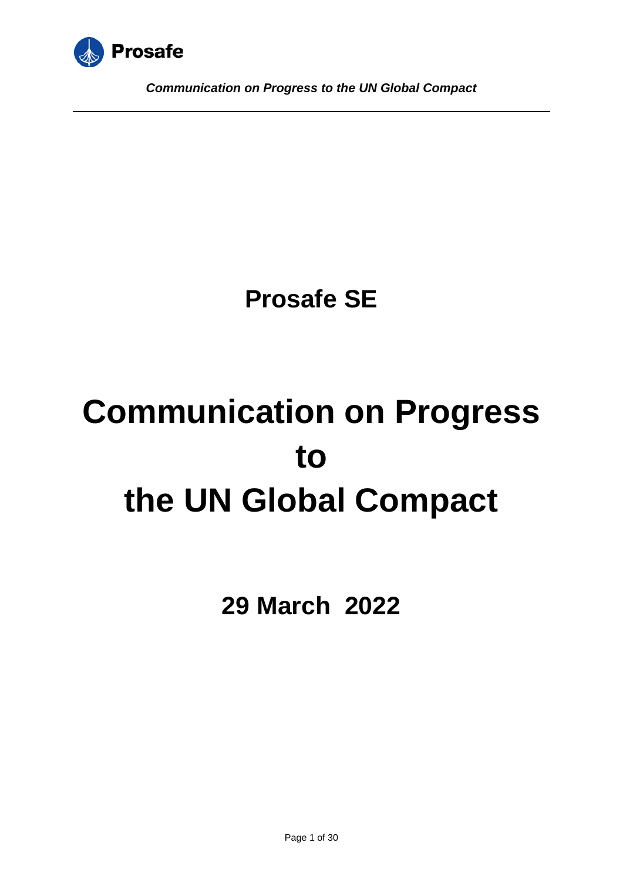# Prosafe SE

# Communication on Progress to the UN Global Compact

## 29 March 2022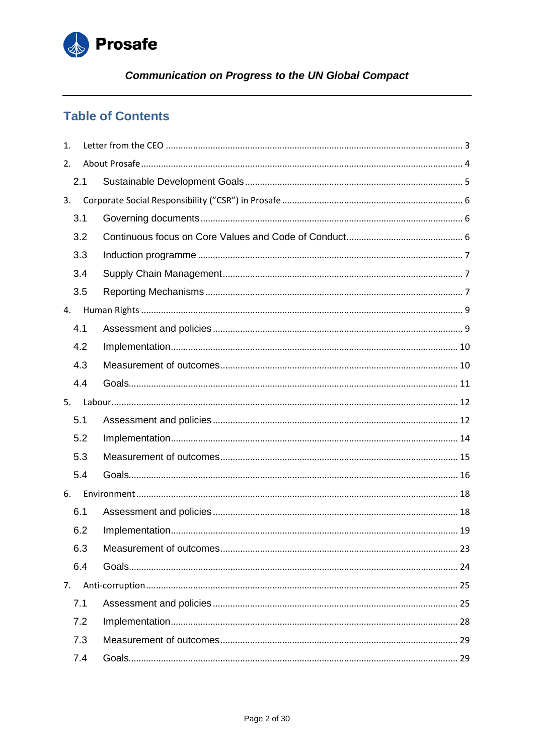# Table of Contents

1. Letter from the CEO ..... 3
2. About Prosafe ..... 4
   - 2.1 Sustainable Development Goals ..... 5
3. Corporate Social Responsibility (”CSR”) in Prosafe ..... 6
   - 3.1 Governing documents ..... 6
   - 3.2 Continuous focus on Core Values and Code of Conduct ..... 6
   - 3.3 Induction programme ..... 7
   - 3.4 Supply Chain Management ..... 7
   - 3.5 Reporting Mechanisms ..... 7
4. Human Rights ..... 9
   - 4.1 Assessment and policies ..... 9
   - 4.2 Implementation ..... 10
   - 4.3 Measurement of outcomes ..... 10
   - 4.4 Goals ..... 11
5. Labour ..... 12
   - 5.1 Assessment and policies ..... 12
   - 5.2 Implementation ..... 14
   - 5.3 Measurement of outcomes ..... 15
   - 5.4 Goals ..... 16
6. Environment ..... 18
   - 6.1 Assessment and policies ..... 18
   - 6.2 Implementation ..... 19
   - 6.3 Measurement of outcomes ..... 23
   - 6.4 Goals ..... 24
7. Anti-corruption ..... 25
   - 7.1 Assessment and policies ..... 25
   - 7.2 Implementation ..... 28
   - 7.3 Measurement of outcomes ..... 29
   - 7.4 Goals ..... 29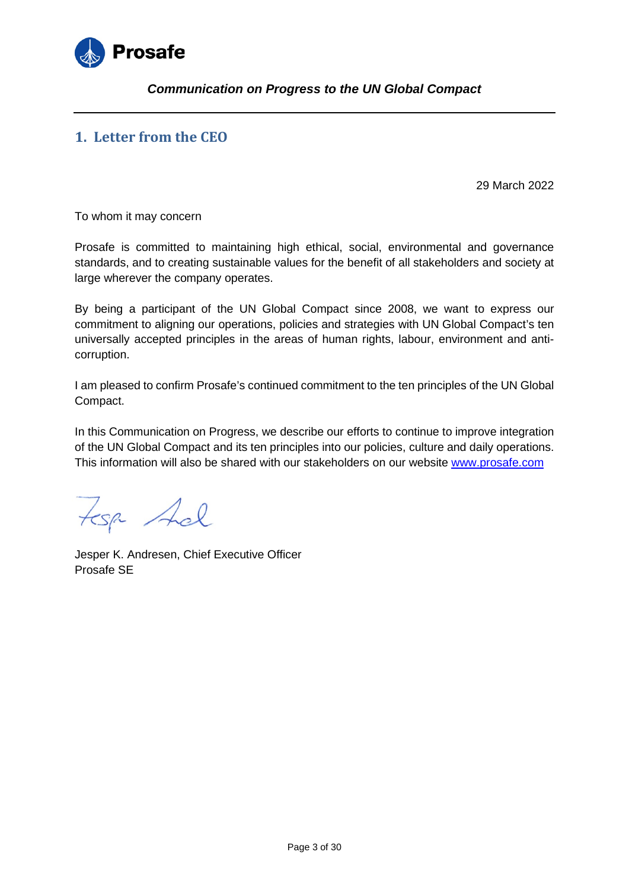*Communication on Progress to the UN Global Compact*

## 1. Letter from the CEO

29 March 2022

To whom it may concern

Prosafe is committed to maintaining high ethical, social, environmental and governance standards, and to creating sustainable values for the benefit of all stakeholders and society at large wherever the company operates.

By being a participant of the UN Global Compact since 2008, we want to express our commitment to aligning our operations, policies and strategies with UN Global Compact's ten universally accepted principles in the areas of human rights, labour, environment and anti-corruption.

I am pleased to confirm Prosafe's continued commitment to the ten principles of the UN Global Compact.

In this Communication on Progress, we describe our efforts to continue to improve integration of the UN Global Compact and its ten principles into our policies, culture and daily operations. This information will also be shared with our stakeholders on our website [www.prosafe.com](http://www.prosafe.com)

Jesper K. Andresen, Chief Executive Officer
Prosafe SE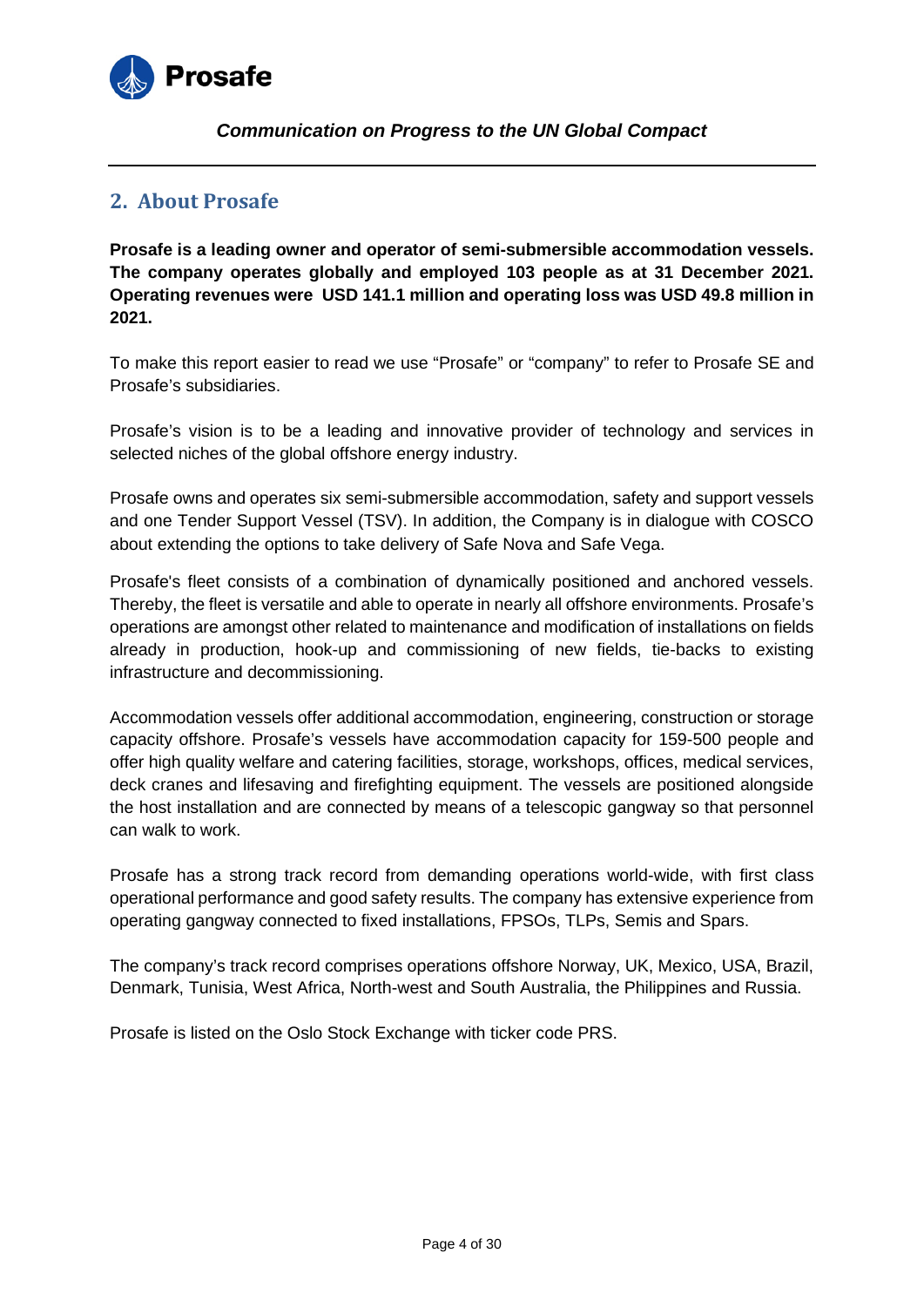## 2. About Prosafe

**Prosafe is a leading owner and operator of semi-submersible accommodation vessels. The company operates globally and employed 103 people as at 31 December 2021. Operating revenues were USD 141.1 million and operating loss was USD 49.8 million in 2021.**

To make this report easier to read we use "Prosafe" or "company" to refer to Prosafe SE and Prosafe's subsidiaries.

Prosafe's vision is to be a leading and innovative provider of technology and services in selected niches of the global offshore energy industry.

Prosafe owns and operates six semi-submersible accommodation, safety and support vessels and one Tender Support Vessel (TSV). In addition, the Company is in dialogue with COSCO about extending the options to take delivery of Safe Nova and Safe Vega.

Prosafe's fleet consists of a combination of dynamically positioned and anchored vessels. Thereby, the fleet is versatile and able to operate in nearly all offshore environments. Prosafe's operations are amongst other related to maintenance and modification of installations on fields already in production, hook-up and commissioning of new fields, tie-backs to existing infrastructure and decommissioning.

Accommodation vessels offer additional accommodation, engineering, construction or storage capacity offshore. Prosafe's vessels have accommodation capacity for 159-500 people and offer high quality welfare and catering facilities, storage, workshops, offices, medical services, deck cranes and lifesaving and firefighting equipment. The vessels are positioned alongside the host installation and are connected by means of a telescopic gangway so that personnel can walk to work.

Prosafe has a strong track record from demanding operations world-wide, with first class operational performance and good safety results. The company has extensive experience from operating gangway connected to fixed installations, FPSOs, TLPs, Semis and Spars.

The company's track record comprises operations offshore Norway, UK, Mexico, USA, Brazil, Denmark, Tunisia, West Africa, North-west and South Australia, the Philippines and Russia.

Prosafe is listed on the Oslo Stock Exchange with ticker code PRS.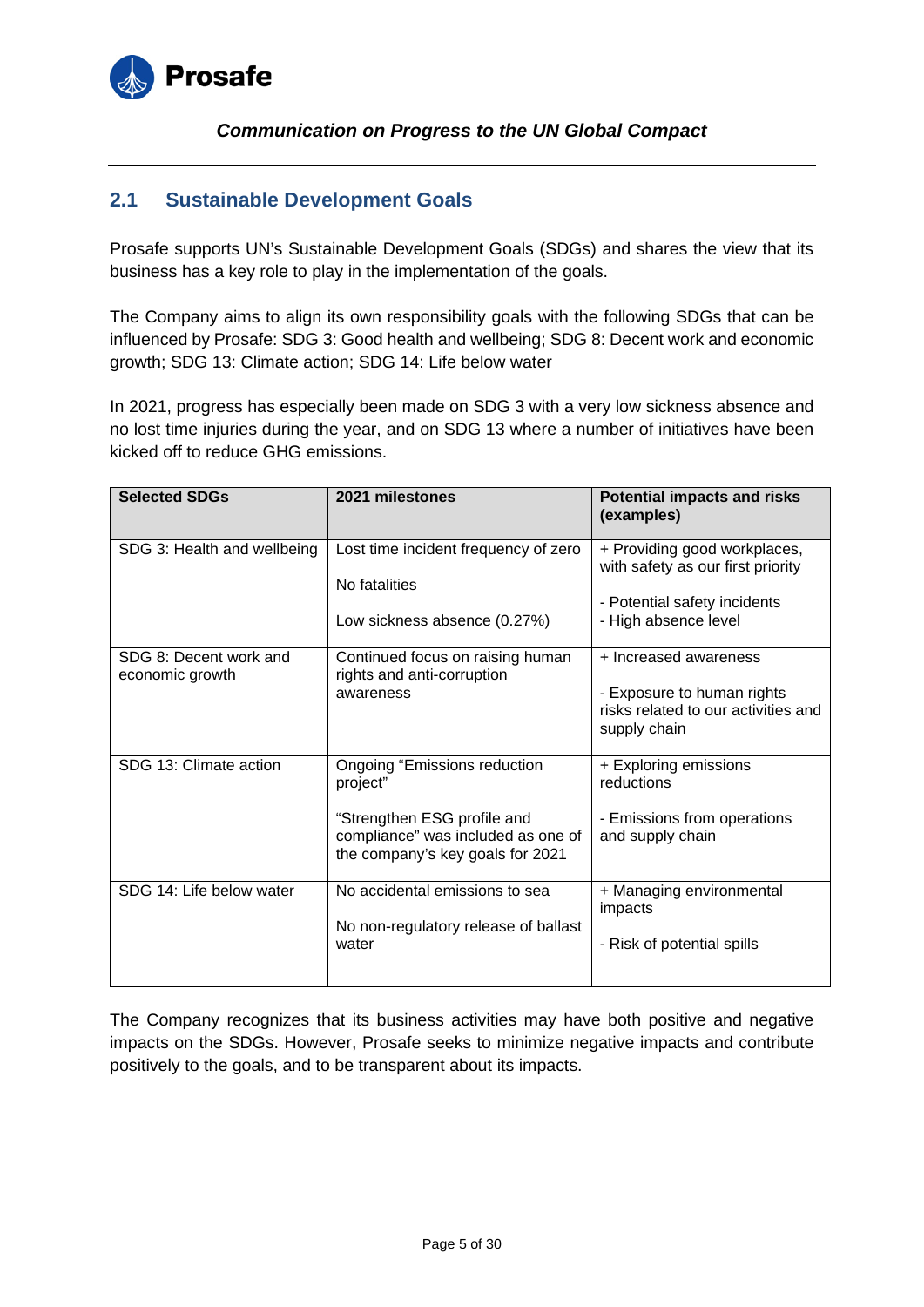## 2.1 Sustainable Development Goals

Prosafe supports UN's Sustainable Development Goals (SDGs) and shares the view that its business has a key role to play in the implementation of the goals.

The Company aims to align its own responsibility goals with the following SDGs that can be influenced by Prosafe: SDG 3: Good health and wellbeing; SDG 8: Decent work and economic growth; SDG 13: Climate action; SDG 14: Life below water

In 2021, progress has especially been made on SDG 3 with a very low sickness absence and no lost time injuries during the year, and on SDG 13 where a number of initiatives have been kicked off to reduce GHG emissions.

| Selected SDGs | 2021 milestones | Potential impacts and risks (examples) |
|---|---|---|
| SDG 3: Health and wellbeing | Lost time incident frequency of zero<br><br>No fatalities<br><br>Low sickness absence (0.27%) | + Providing good workplaces, with safety as our first priority<br><br>- Potential safety incidents<br>- High absence level |
| SDG 8: Decent work and economic growth | Continued focus on raising human rights and anti-corruption awareness | + Increased awareness<br><br>- Exposure to human rights risks related to our activities and supply chain |
| SDG 13: Climate action | Ongoing "Emissions reduction project"<br><br>"Strengthen ESG profile and compliance" was included as one of the company's key goals for 2021 | + Exploring emissions reductions<br><br>- Emissions from operations and supply chain |
| SDG 14: Life below water | No accidental emissions to sea<br><br>No non-regulatory release of ballast water | + Managing environmental impacts<br><br>- Risk of potential spills |

The Company recognizes that its business activities may have both positive and negative impacts on the SDGs. However, Prosafe seeks to minimize negative impacts and contribute positively to the goals, and to be transparent about its impacts.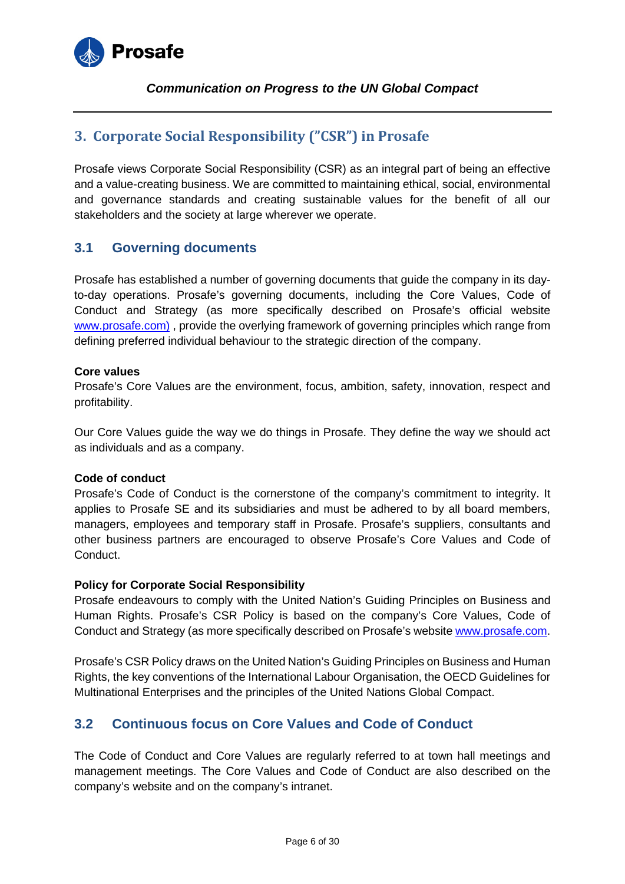## 3. Corporate Social Responsibility ("CSR") in Prosafe

Prosafe views Corporate Social Responsibility (CSR) as an integral part of being an effective and a value-creating business. We are committed to maintaining ethical, social, environmental and governance standards and creating sustainable values for the benefit of all our stakeholders and the society at large wherever we operate.

### 3.1 Governing documents

Prosafe has established a number of governing documents that guide the company in its day-to-day operations. Prosafe's governing documents, including the Core Values, Code of Conduct and Strategy (as more specifically described on Prosafe's official website www.prosafe.com) , provide the overlying framework of governing principles which range from defining preferred individual behaviour to the strategic direction of the company.

**Core values**
Prosafe's Core Values are the environment, focus, ambition, safety, innovation, respect and profitability.

Our Core Values guide the way we do things in Prosafe. They define the way we should act as individuals and as a company.

**Code of conduct**
Prosafe's Code of Conduct is the cornerstone of the company's commitment to integrity. It applies to Prosafe SE and its subsidiaries and must be adhered to by all board members, managers, employees and temporary staff in Prosafe. Prosafe's suppliers, consultants and other business partners are encouraged to observe Prosafe's Core Values and Code of Conduct.

**Policy for Corporate Social Responsibility**
Prosafe endeavours to comply with the United Nation's Guiding Principles on Business and Human Rights. Prosafe's CSR Policy is based on the company's Core Values, Code of Conduct and Strategy (as more specifically described on Prosafe's website www.prosafe.com.

Prosafe's CSR Policy draws on the United Nation's Guiding Principles on Business and Human Rights, the key conventions of the International Labour Organisation, the OECD Guidelines for Multinational Enterprises and the principles of the United Nations Global Compact.

### 3.2 Continuous focus on Core Values and Code of Conduct

The Code of Conduct and Core Values are regularly referred to at town hall meetings and management meetings. The Core Values and Code of Conduct are also described on the company's website and on the company's intranet.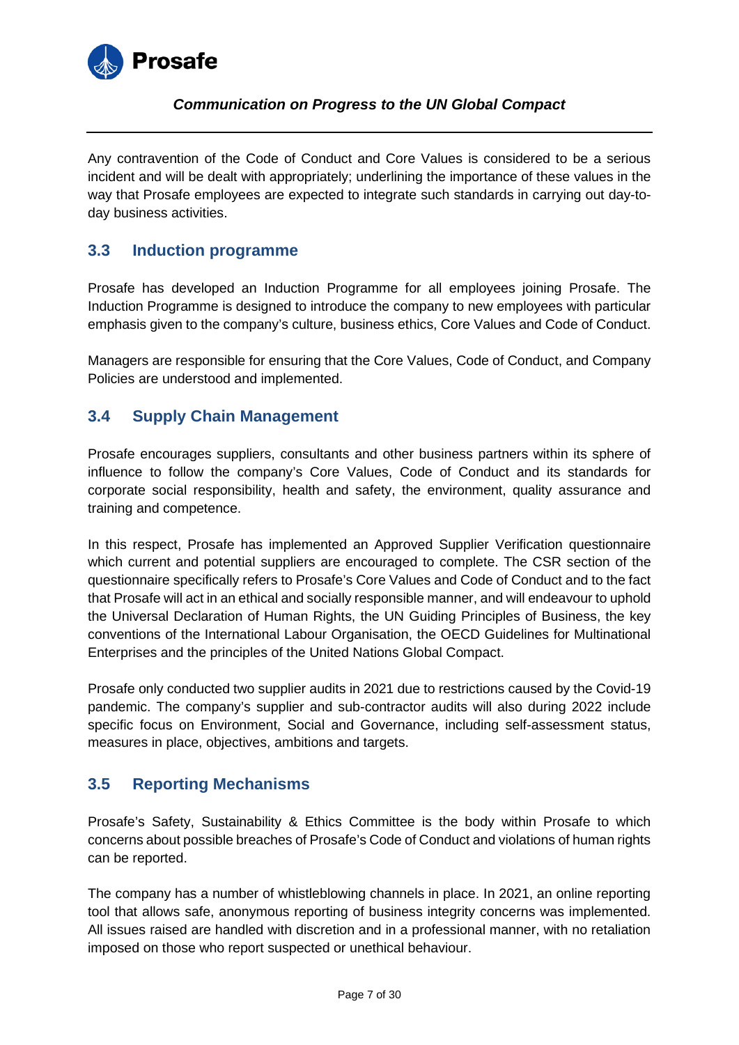Any contravention of the Code of Conduct and Core Values is considered to be a serious incident and will be dealt with appropriately; underlining the importance of these values in the way that Prosafe employees are expected to integrate such standards in carrying out day-to-day business activities.

## 3.3 Induction programme

Prosafe has developed an Induction Programme for all employees joining Prosafe. The Induction Programme is designed to introduce the company to new employees with particular emphasis given to the company's culture, business ethics, Core Values and Code of Conduct.

Managers are responsible for ensuring that the Core Values, Code of Conduct, and Company Policies are understood and implemented.

## 3.4 Supply Chain Management

Prosafe encourages suppliers, consultants and other business partners within its sphere of influence to follow the company's Core Values, Code of Conduct and its standards for corporate social responsibility, health and safety, the environment, quality assurance and training and competence.

In this respect, Prosafe has implemented an Approved Supplier Verification questionnaire which current and potential suppliers are encouraged to complete. The CSR section of the questionnaire specifically refers to Prosafe's Core Values and Code of Conduct and to the fact that Prosafe will act in an ethical and socially responsible manner, and will endeavour to uphold the Universal Declaration of Human Rights, the UN Guiding Principles of Business, the key conventions of the International Labour Organisation, the OECD Guidelines for Multinational Enterprises and the principles of the United Nations Global Compact.

Prosafe only conducted two supplier audits in 2021 due to restrictions caused by the Covid-19 pandemic. The company's supplier and sub-contractor audits will also during 2022 include specific focus on Environment, Social and Governance, including self-assessment status, measures in place, objectives, ambitions and targets.

## 3.5 Reporting Mechanisms

Prosafe's Safety, Sustainability & Ethics Committee is the body within Prosafe to which concerns about possible breaches of Prosafe's Code of Conduct and violations of human rights can be reported.

The company has a number of whistleblowing channels in place. In 2021, an online reporting tool that allows safe, anonymous reporting of business integrity concerns was implemented. All issues raised are handled with discretion and in a professional manner, with no retaliation imposed on those who report suspected or unethical behaviour.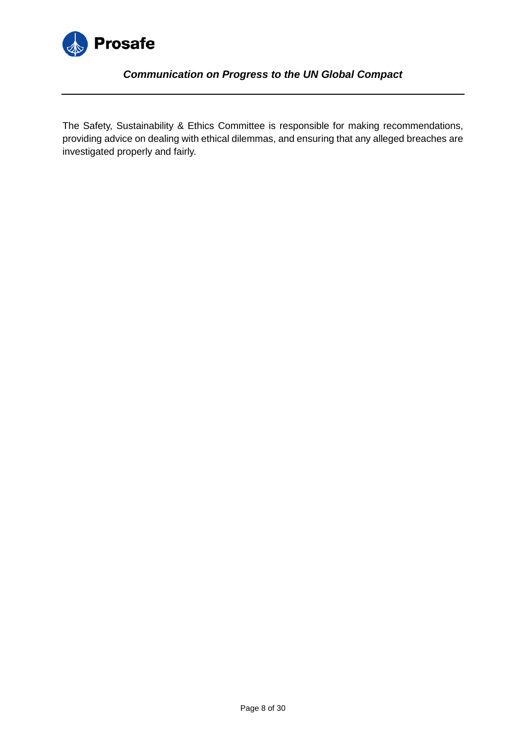The Safety, Sustainability & Ethics Committee is responsible for making recommendations, providing advice on dealing with ethical dilemmas, and ensuring that any alleged breaches are investigated properly and fairly.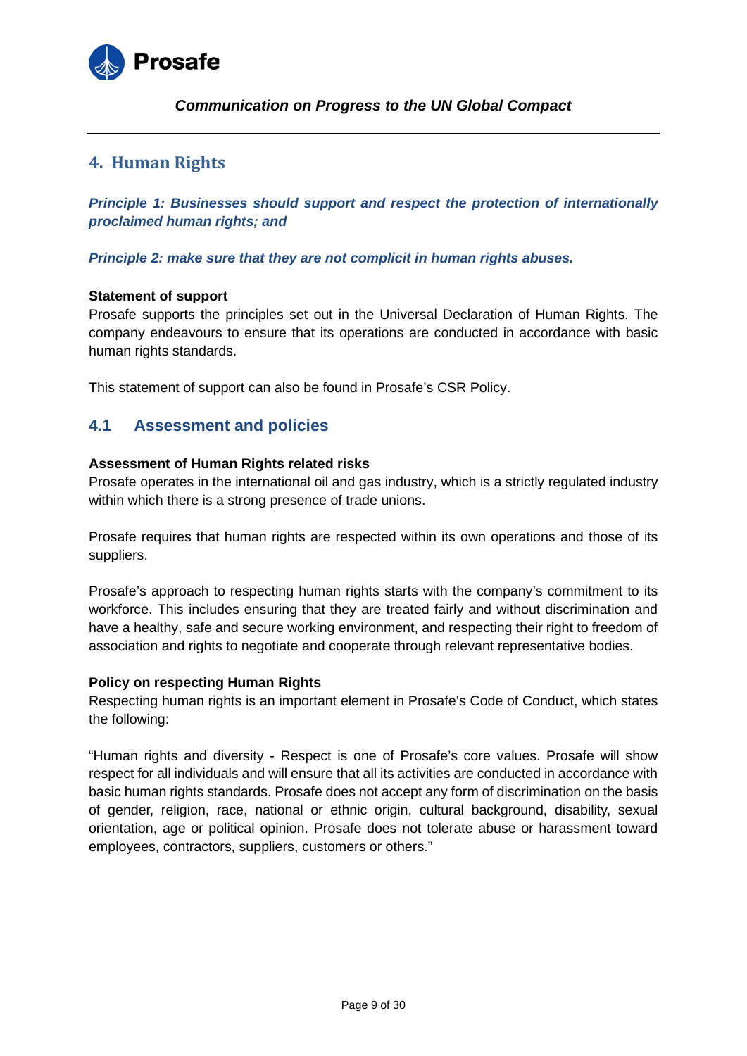## 4. Human Rights

***Principle 1: Businesses should support and respect the protection of internationally proclaimed human rights; and***

***Principle 2: make sure that they are not complicit in human rights abuses.***

**Statement of support**

Prosafe supports the principles set out in the Universal Declaration of Human Rights. The company endeavours to ensure that its operations are conducted in accordance with basic human rights standards.

This statement of support can also be found in Prosafe's CSR Policy.

### 4.1 Assessment and policies

**Assessment of Human Rights related risks**

Prosafe operates in the international oil and gas industry, which is a strictly regulated industry within which there is a strong presence of trade unions.

Prosafe requires that human rights are respected within its own operations and those of its suppliers.

Prosafe's approach to respecting human rights starts with the company's commitment to its workforce. This includes ensuring that they are treated fairly and without discrimination and have a healthy, safe and secure working environment, and respecting their right to freedom of association and rights to negotiate and cooperate through relevant representative bodies.

**Policy on respecting Human Rights**

Respecting human rights is an important element in Prosafe's Code of Conduct, which states the following:

"Human rights and diversity - Respect is one of Prosafe's core values. Prosafe will show respect for all individuals and will ensure that all its activities are conducted in accordance with basic human rights standards. Prosafe does not accept any form of discrimination on the basis of gender, religion, race, national or ethnic origin, cultural background, disability, sexual orientation, age or political opinion. Prosafe does not tolerate abuse or harassment toward employees, contractors, suppliers, customers or others."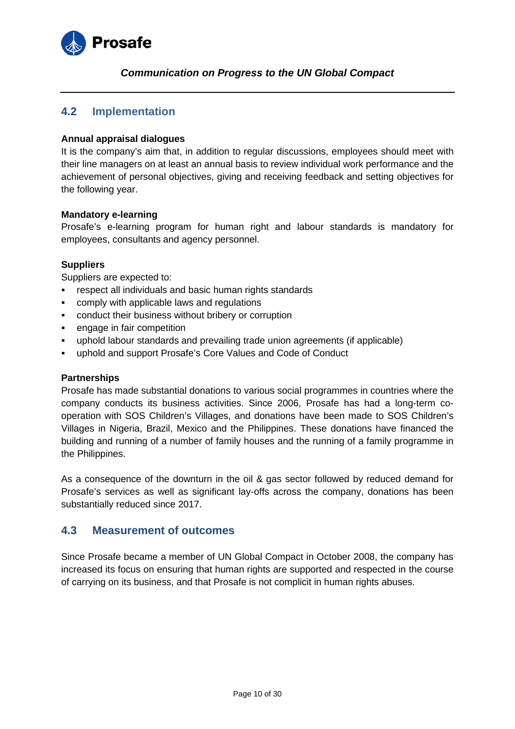## 4.2 Implementation

**Annual appraisal dialogues**

It is the company's aim that, in addition to regular discussions, employees should meet with their line managers on at least an annual basis to review individual work performance and the achievement of personal objectives, giving and receiving feedback and setting objectives for the following year.

**Mandatory e-learning**

Prosafe's e-learning program for human right and labour standards is mandatory for employees, consultants and agency personnel.

**Suppliers**

Suppliers are expected to:

- respect all individuals and basic human rights standards
- comply with applicable laws and regulations
- conduct their business without bribery or corruption
- engage in fair competition
- uphold labour standards and prevailing trade union agreements (if applicable)
- uphold and support Prosafe's Core Values and Code of Conduct

**Partnerships**

Prosafe has made substantial donations to various social programmes in countries where the company conducts its business activities. Since 2006, Prosafe has had a long-term co-operation with SOS Children's Villages, and donations have been made to SOS Children's Villages in Nigeria, Brazil, Mexico and the Philippines. These donations have financed the building and running of a number of family houses and the running of a family programme in the Philippines.

As a consequence of the downturn in the oil & gas sector followed by reduced demand for Prosafe's services as well as significant lay-offs across the company, donations has been substantially reduced since 2017.

## 4.3 Measurement of outcomes

Since Prosafe became a member of UN Global Compact in October 2008, the company has increased its focus on ensuring that human rights are supported and respected in the course of carrying on its business, and that Prosafe is not complicit in human rights abuses.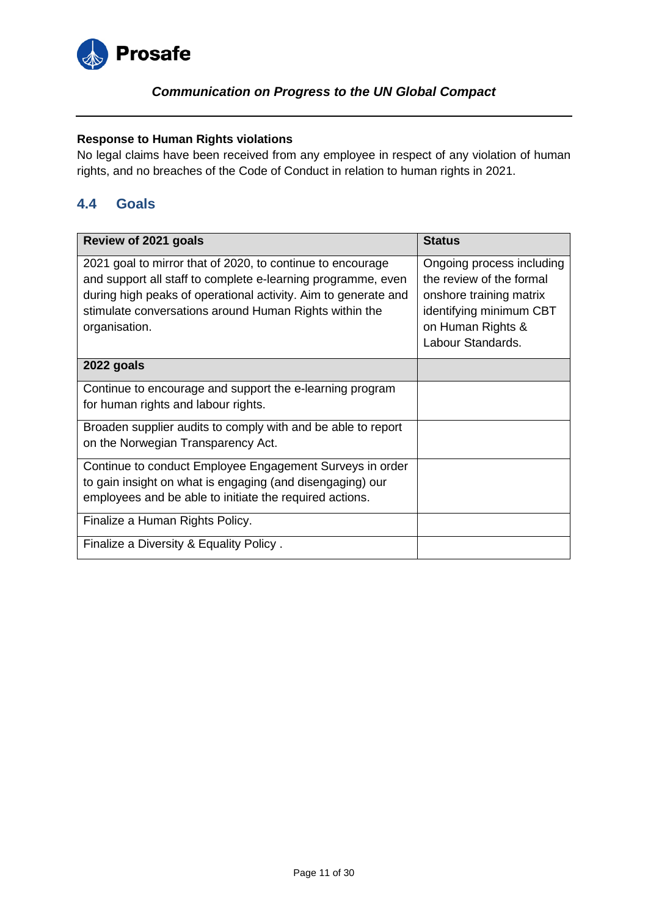**Response to Human Rights violations**

No legal claims have been received from any employee in respect of any violation of human rights, and no breaches of the Code of Conduct in relation to human rights in 2021.

## 4.4 Goals

| Review of 2021 goals | Status |
|---|---|
| 2021 goal to mirror that of 2020, to continue to encourage and support all staff to complete e-learning programme, even during high peaks of operational activity. Aim to generate and stimulate conversations around Human Rights within the organisation. | Ongoing process including the review of the formal onshore training matrix identifying minimum CBT on Human Rights & Labour Standards. |
| **2022 goals** | |
| Continue to encourage and support the e-learning program for human rights and labour rights. | |
| Broaden supplier audits to comply with and be able to report on the Norwegian Transparency Act. | |
| Continue to conduct Employee Engagement Surveys in order to gain insight on what is engaging (and disengaging) our employees and be able to initiate the required actions. | |
| Finalize a Human Rights Policy. | |
| Finalize a Diversity & Equality Policy . | |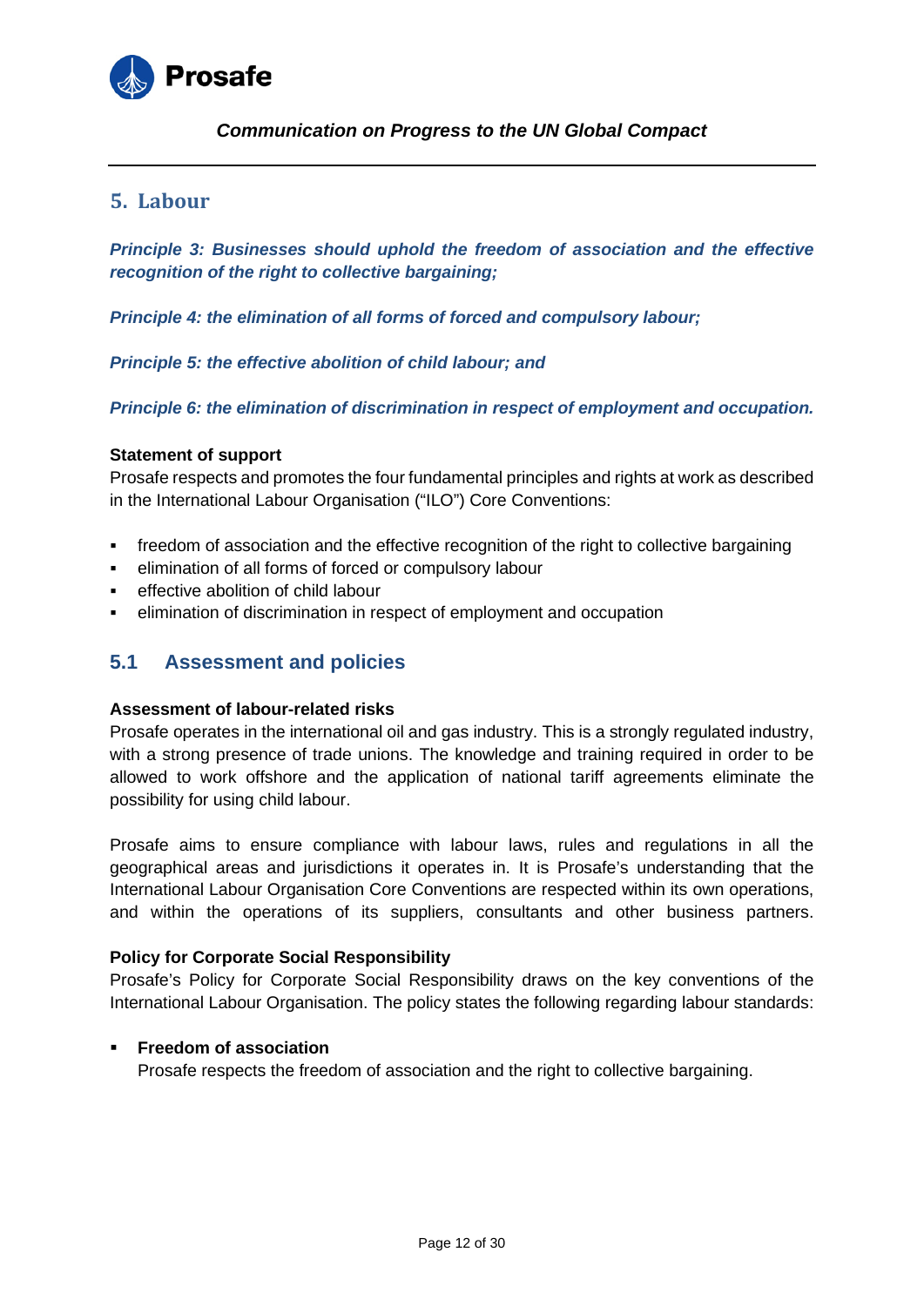# 5. Labour

***Principle 3: Businesses should uphold the freedom of association and the effective recognition of the right to collective bargaining;***

***Principle 4: the elimination of all forms of forced and compulsory labour;***

***Principle 5: the effective abolition of child labour; and***

***Principle 6: the elimination of discrimination in respect of employment and occupation.***

**Statement of support**

Prosafe respects and promotes the four fundamental principles and rights at work as described in the International Labour Organisation ("ILO") Core Conventions:

- freedom of association and the effective recognition of the right to collective bargaining
- elimination of all forms of forced or compulsory labour
- effective abolition of child labour
- elimination of discrimination in respect of employment and occupation

## 5.1 Assessment and policies

**Assessment of labour-related risks**

Prosafe operates in the international oil and gas industry. This is a strongly regulated industry, with a strong presence of trade unions. The knowledge and training required in order to be allowed to work offshore and the application of national tariff agreements eliminate the possibility for using child labour.

Prosafe aims to ensure compliance with labour laws, rules and regulations in all the geographical areas and jurisdictions it operates in. It is Prosafe's understanding that the International Labour Organisation Core Conventions are respected within its own operations, and within the operations of its suppliers, consultants and other business partners.

**Policy for Corporate Social Responsibility**

Prosafe's Policy for Corporate Social Responsibility draws on the key conventions of the International Labour Organisation. The policy states the following regarding labour standards:

- **Freedom of association**
  Prosafe respects the freedom of association and the right to collective bargaining.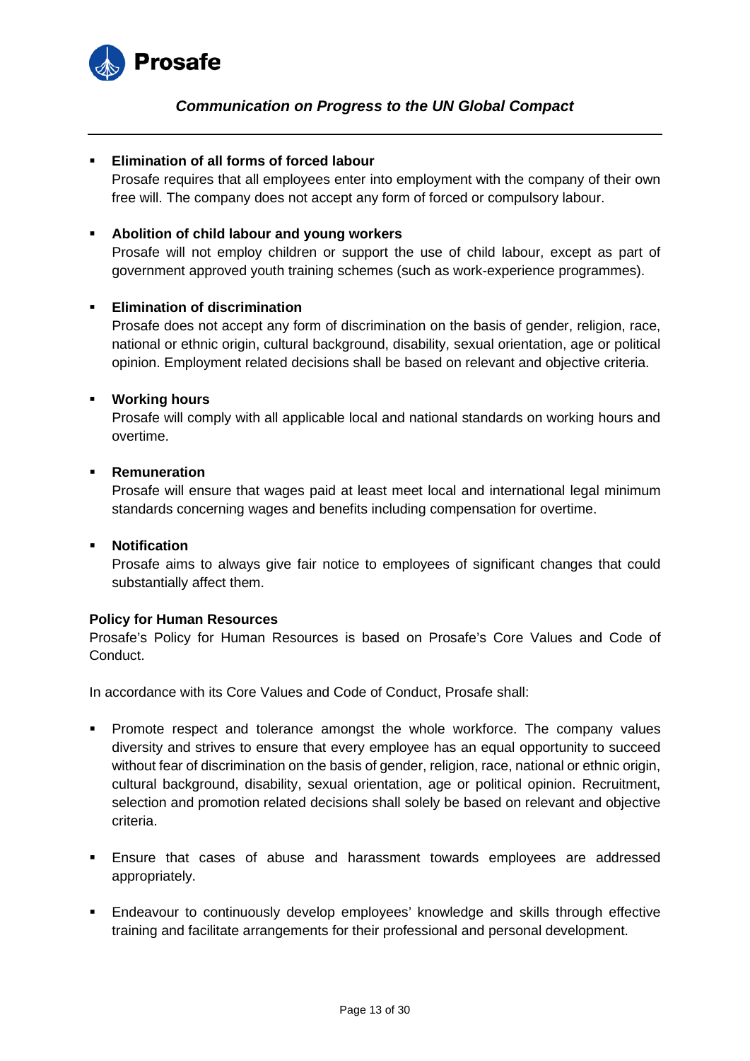- **Elimination of all forms of forced labour**
  Prosafe requires that all employees enter into employment with the company of their own free will. The company does not accept any form of forced or compulsory labour.

- **Abolition of child labour and young workers**
  Prosafe will not employ children or support the use of child labour, except as part of government approved youth training schemes (such as work-experience programmes).

- **Elimination of discrimination**
  Prosafe does not accept any form of discrimination on the basis of gender, religion, race, national or ethnic origin, cultural background, disability, sexual orientation, age or political opinion. Employment related decisions shall be based on relevant and objective criteria.

- **Working hours**
  Prosafe will comply with all applicable local and national standards on working hours and overtime.

- **Remuneration**
  Prosafe will ensure that wages paid at least meet local and international legal minimum standards concerning wages and benefits including compensation for overtime.

- **Notification**
  Prosafe aims to always give fair notice to employees of significant changes that could substantially affect them.

**Policy for Human Resources**

Prosafe's Policy for Human Resources is based on Prosafe's Core Values and Code of Conduct.

In accordance with its Core Values and Code of Conduct, Prosafe shall:

- Promote respect and tolerance amongst the whole workforce. The company values diversity and strives to ensure that every employee has an equal opportunity to succeed without fear of discrimination on the basis of gender, religion, race, national or ethnic origin, cultural background, disability, sexual orientation, age or political opinion. Recruitment, selection and promotion related decisions shall solely be based on relevant and objective criteria.

- Ensure that cases of abuse and harassment towards employees are addressed appropriately.

- Endeavour to continuously develop employees' knowledge and skills through effective training and facilitate arrangements for their professional and personal development.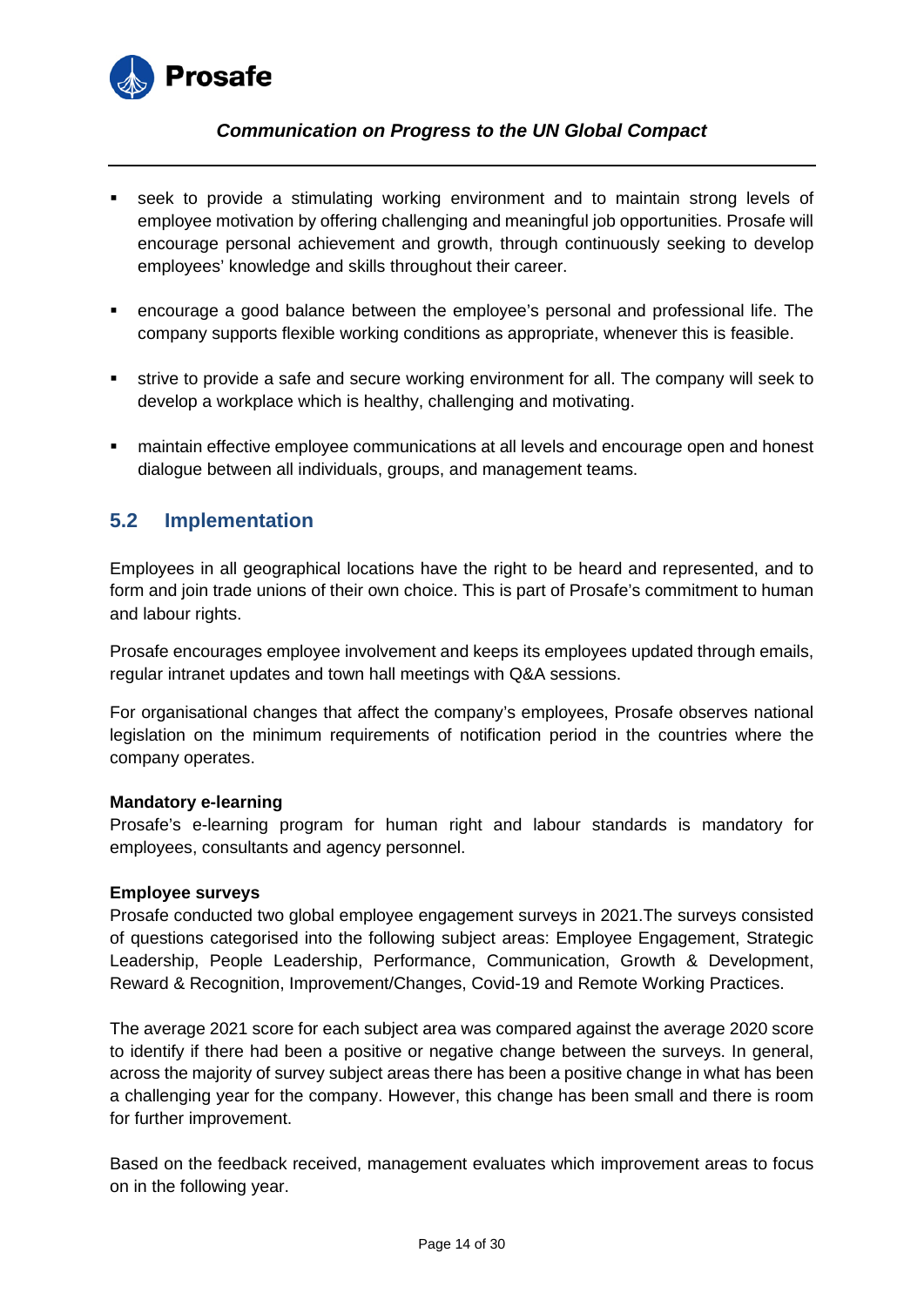- seek to provide a stimulating working environment and to maintain strong levels of employee motivation by offering challenging and meaningful job opportunities. Prosafe will encourage personal achievement and growth, through continuously seeking to develop employees' knowledge and skills throughout their career.

- encourage a good balance between the employee's personal and professional life. The company supports flexible working conditions as appropriate, whenever this is feasible.

- strive to provide a safe and secure working environment for all. The company will seek to develop a workplace which is healthy, challenging and motivating.

- maintain effective employee communications at all levels and encourage open and honest dialogue between all individuals, groups, and management teams.

## 5.2 Implementation

Employees in all geographical locations have the right to be heard and represented, and to form and join trade unions of their own choice. This is part of Prosafe's commitment to human and labour rights.

Prosafe encourages employee involvement and keeps its employees updated through emails, regular intranet updates and town hall meetings with Q&A sessions.

For organisational changes that affect the company's employees, Prosafe observes national legislation on the minimum requirements of notification period in the countries where the company operates.

**Mandatory e-learning**
Prosafe's e-learning program for human right and labour standards is mandatory for employees, consultants and agency personnel.

**Employee surveys**
Prosafe conducted two global employee engagement surveys in 2021.The surveys consisted of questions categorised into the following subject areas: Employee Engagement, Strategic Leadership, People Leadership, Performance, Communication, Growth & Development, Reward & Recognition, Improvement/Changes, Covid-19 and Remote Working Practices.

The average 2021 score for each subject area was compared against the average 2020 score to identify if there had been a positive or negative change between the surveys. In general, across the majority of survey subject areas there has been a positive change in what has been a challenging year for the company. However, this change has been small and there is room for further improvement.

Based on the feedback received, management evaluates which improvement areas to focus on in the following year.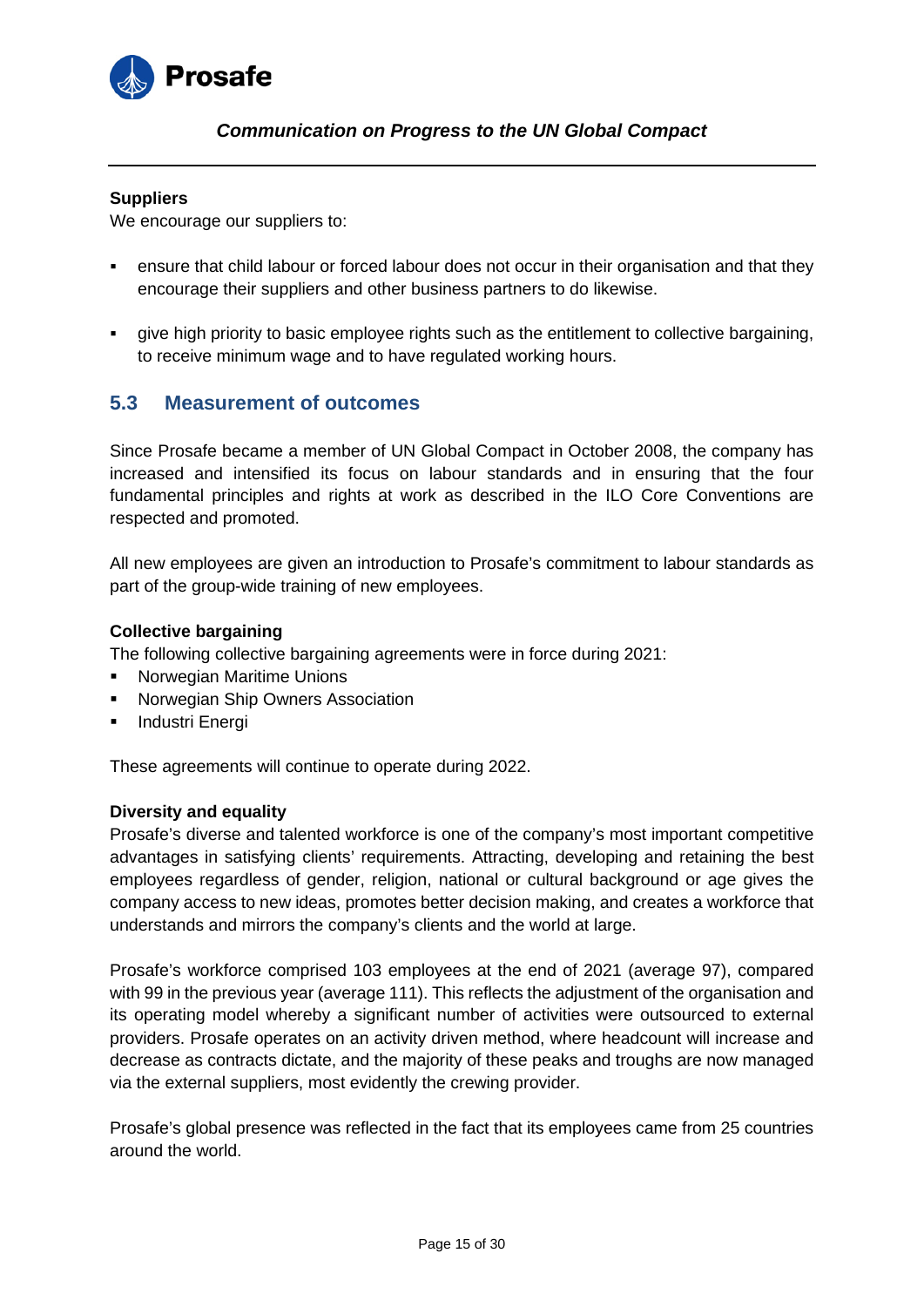**Suppliers**

We encourage our suppliers to:

- ensure that child labour or forced labour does not occur in their organisation and that they encourage their suppliers and other business partners to do likewise.
- give high priority to basic employee rights such as the entitlement to collective bargaining, to receive minimum wage and to have regulated working hours.

## 5.3 Measurement of outcomes

Since Prosafe became a member of UN Global Compact in October 2008, the company has increased and intensified its focus on labour standards and in ensuring that the four fundamental principles and rights at work as described in the ILO Core Conventions are respected and promoted.

All new employees are given an introduction to Prosafe's commitment to labour standards as part of the group-wide training of new employees.

**Collective bargaining**

The following collective bargaining agreements were in force during 2021:

- Norwegian Maritime Unions
- Norwegian Ship Owners Association
- Industri Energi

These agreements will continue to operate during 2022.

**Diversity and equality**

Prosafe's diverse and talented workforce is one of the company's most important competitive advantages in satisfying clients' requirements. Attracting, developing and retaining the best employees regardless of gender, religion, national or cultural background or age gives the company access to new ideas, promotes better decision making, and creates a workforce that understands and mirrors the company's clients and the world at large.

Prosafe's workforce comprised 103 employees at the end of 2021 (average 97), compared with 99 in the previous year (average 111). This reflects the adjustment of the organisation and its operating model whereby a significant number of activities were outsourced to external providers. Prosafe operates on an activity driven method, where headcount will increase and decrease as contracts dictate, and the majority of these peaks and troughs are now managed via the external suppliers, most evidently the crewing provider.

Prosafe's global presence was reflected in the fact that its employees came from 25 countries around the world.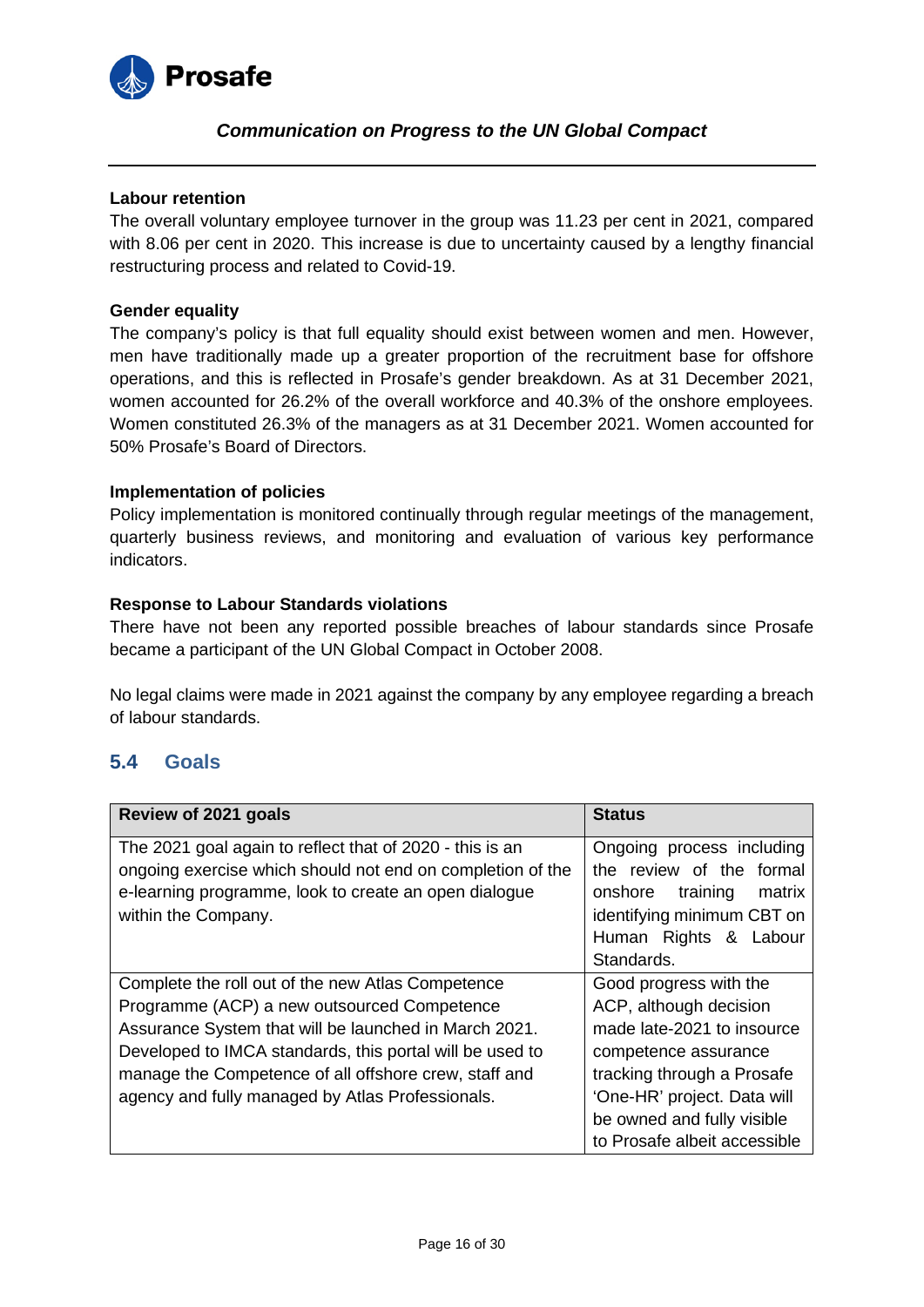**Labour retention**

The overall voluntary employee turnover in the group was 11.23 per cent in 2021, compared with 8.06 per cent in 2020. This increase is due to uncertainty caused by a lengthy financial restructuring process and related to Covid-19.

**Gender equality**

The company's policy is that full equality should exist between women and men. However, men have traditionally made up a greater proportion of the recruitment base for offshore operations, and this is reflected in Prosafe's gender breakdown. As at 31 December 2021, women accounted for 26.2% of the overall workforce and 40.3% of the onshore employees. Women constituted 26.3% of the managers as at 31 December 2021. Women accounted for 50% Prosafe's Board of Directors.

**Implementation of policies**

Policy implementation is monitored continually through regular meetings of the management, quarterly business reviews, and monitoring and evaluation of various key performance indicators.

**Response to Labour Standards violations**

There have not been any reported possible breaches of labour standards since Prosafe became a participant of the UN Global Compact in October 2008.

No legal claims were made in 2021 against the company by any employee regarding a breach of labour standards.

## 5.4 Goals

| Review of 2021 goals | Status |
|---|---|
| The 2021 goal again to reflect that of 2020 - this is an ongoing exercise which should not end on completion of the e-learning programme, look to create an open dialogue within the Company. | Ongoing process including the review of the formal onshore training matrix identifying minimum CBT on Human Rights & Labour Standards. |
| Complete the roll out of the new Atlas Competence Programme (ACP) a new outsourced Competence Assurance System that will be launched in March 2021. Developed to IMCA standards, this portal will be used to manage the Competence of all offshore crew, staff and agency and fully managed by Atlas Professionals. | Good progress with the ACP, although decision made late-2021 to insource competence assurance tracking through a Prosafe 'One-HR' project. Data will be owned and fully visible to Prosafe albeit accessible |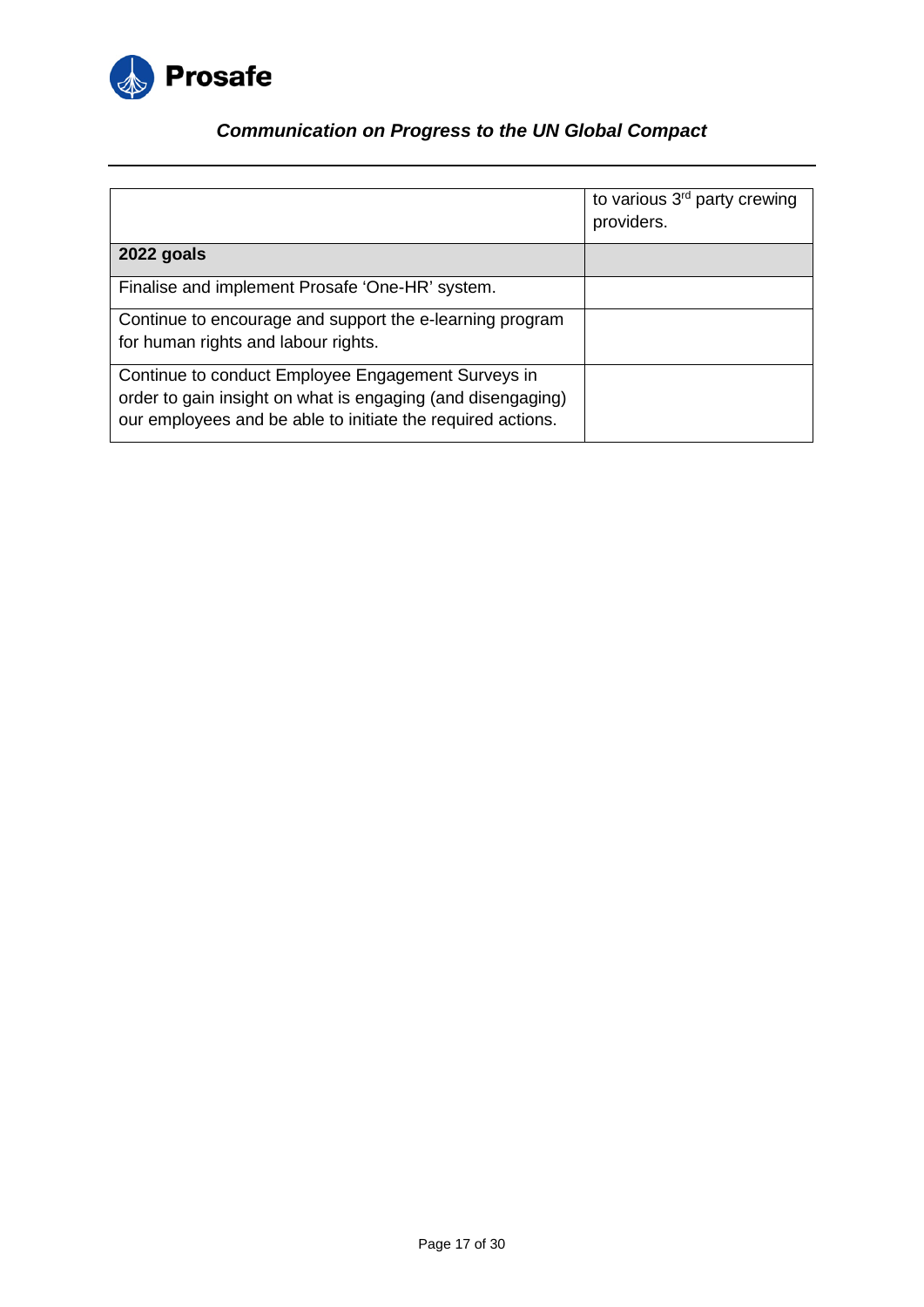| | |
|---|---|
| | to various 3rd party crewing providers. |
| **2022 goals** | |
| Finalise and implement Prosafe 'One-HR' system. | |
| Continue to encourage and support the e-learning program for human rights and labour rights. | |
| Continue to conduct Employee Engagement Surveys in order to gain insight on what is engaging (and disengaging) our employees and be able to initiate the required actions. | |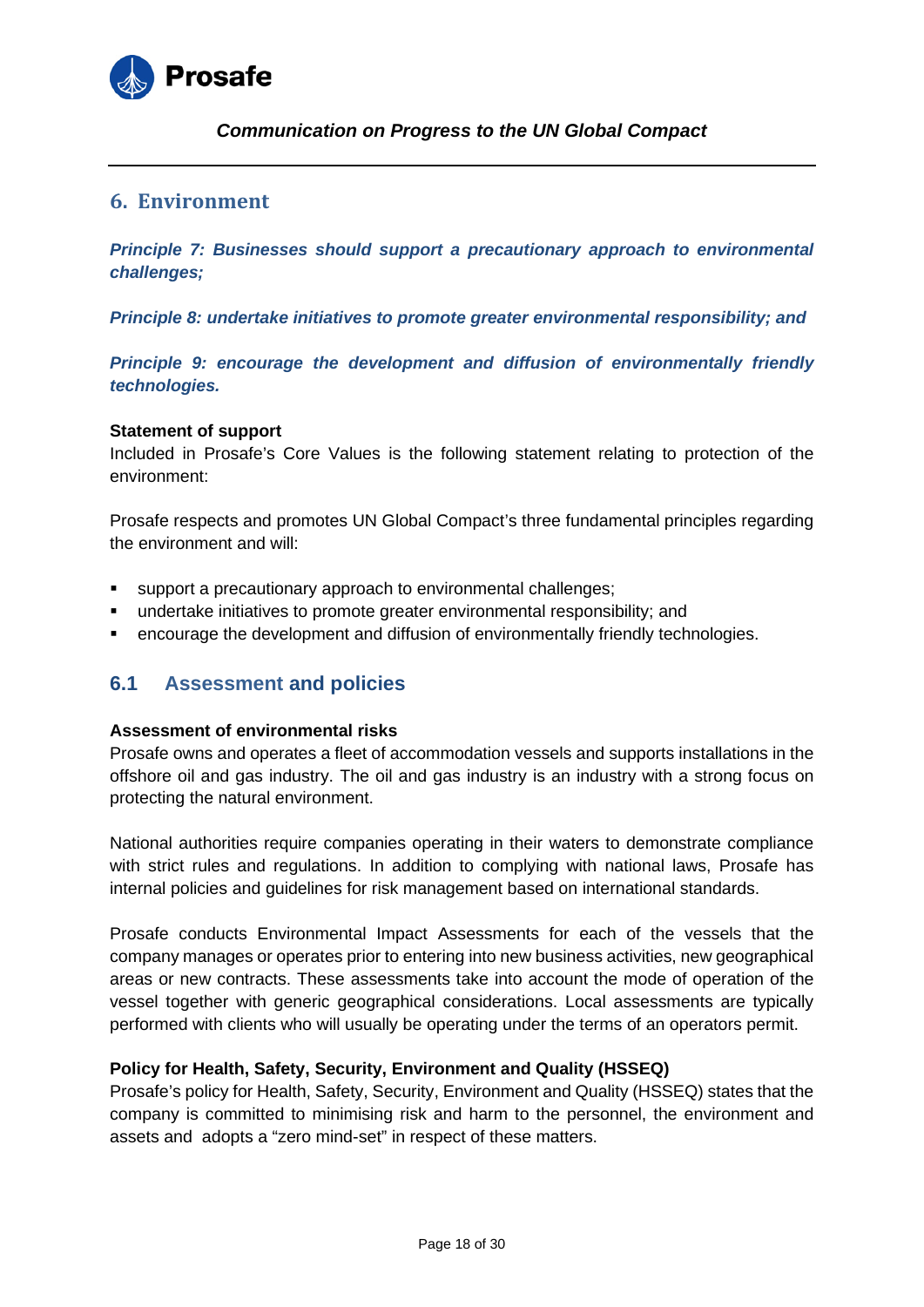## 6. Environment

***Principle 7: Businesses should support a precautionary approach to environmental challenges;***

***Principle 8: undertake initiatives to promote greater environmental responsibility; and***

***Principle 9: encourage the development and diffusion of environmentally friendly technologies.***

**Statement of support**

Included in Prosafe's Core Values is the following statement relating to protection of the environment:

Prosafe respects and promotes UN Global Compact's three fundamental principles regarding the environment and will:

- support a precautionary approach to environmental challenges;
- undertake initiatives to promote greater environmental responsibility; and
- encourage the development and diffusion of environmentally friendly technologies.

### 6.1 Assessment and policies

**Assessment of environmental risks**

Prosafe owns and operates a fleet of accommodation vessels and supports installations in the offshore oil and gas industry. The oil and gas industry is an industry with a strong focus on protecting the natural environment.

National authorities require companies operating in their waters to demonstrate compliance with strict rules and regulations. In addition to complying with national laws, Prosafe has internal policies and guidelines for risk management based on international standards.

Prosafe conducts Environmental Impact Assessments for each of the vessels that the company manages or operates prior to entering into new business activities, new geographical areas or new contracts. These assessments take into account the mode of operation of the vessel together with generic geographical considerations. Local assessments are typically performed with clients who will usually be operating under the terms of an operators permit.

**Policy for Health, Safety, Security, Environment and Quality (HSSEQ)**

Prosafe's policy for Health, Safety, Security, Environment and Quality (HSSEQ) states that the company is committed to minimising risk and harm to the personnel, the environment and assets and adopts a "zero mind-set" in respect of these matters.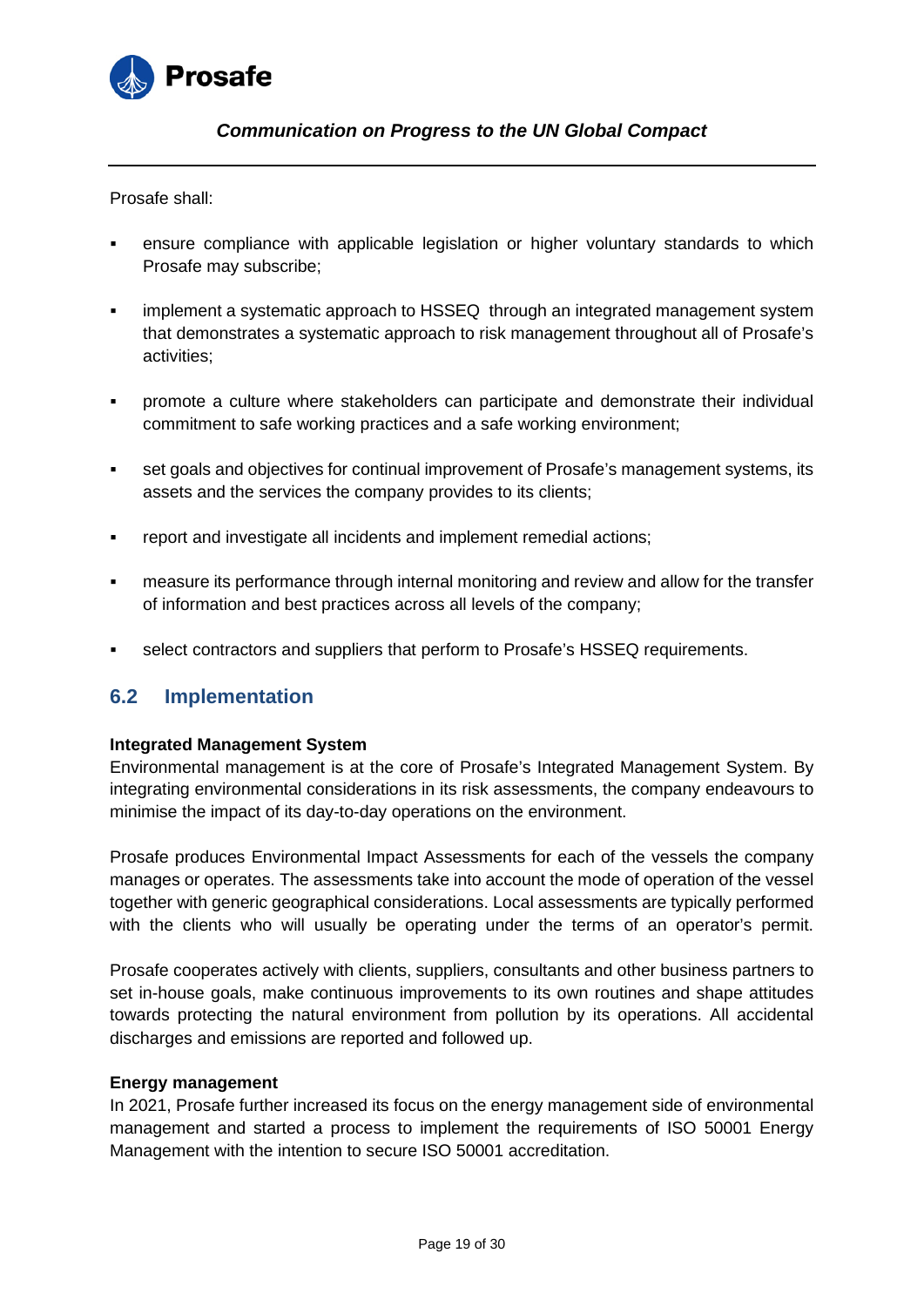Prosafe shall:

- ensure compliance with applicable legislation or higher voluntary standards to which Prosafe may subscribe;
- implement a systematic approach to HSSEQ through an integrated management system that demonstrates a systematic approach to risk management throughout all of Prosafe's activities;
- promote a culture where stakeholders can participate and demonstrate their individual commitment to safe working practices and a safe working environment;
- set goals and objectives for continual improvement of Prosafe's management systems, its assets and the services the company provides to its clients;
- report and investigate all incidents and implement remedial actions;
- measure its performance through internal monitoring and review and allow for the transfer of information and best practices across all levels of the company;
- select contractors and suppliers that perform to Prosafe's HSSEQ requirements.

## 6.2 Implementation

**Integrated Management System**

Environmental management is at the core of Prosafe's Integrated Management System. By integrating environmental considerations in its risk assessments, the company endeavours to minimise the impact of its day-to-day operations on the environment.

Prosafe produces Environmental Impact Assessments for each of the vessels the company manages or operates. The assessments take into account the mode of operation of the vessel together with generic geographical considerations. Local assessments are typically performed with the clients who will usually be operating under the terms of an operator's permit.

Prosafe cooperates actively with clients, suppliers, consultants and other business partners to set in-house goals, make continuous improvements to its own routines and shape attitudes towards protecting the natural environment from pollution by its operations. All accidental discharges and emissions are reported and followed up.

**Energy management**

In 2021, Prosafe further increased its focus on the energy management side of environmental management and started a process to implement the requirements of ISO 50001 Energy Management with the intention to secure ISO 50001 accreditation.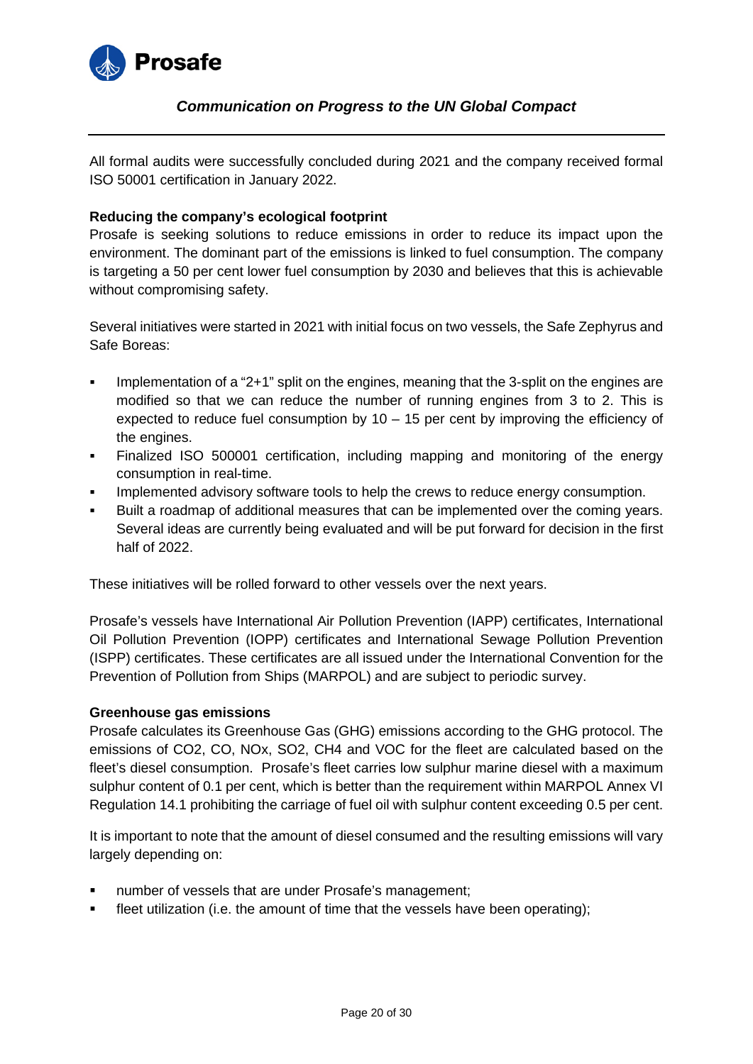All formal audits were successfully concluded during 2021 and the company received formal ISO 50001 certification in January 2022.

**Reducing the company's ecological footprint**

Prosafe is seeking solutions to reduce emissions in order to reduce its impact upon the environment. The dominant part of the emissions is linked to fuel consumption. The company is targeting a 50 per cent lower fuel consumption by 2030 and believes that this is achievable without compromising safety.

Several initiatives were started in 2021 with initial focus on two vessels, the Safe Zephyrus and Safe Boreas:

- Implementation of a "2+1" split on the engines, meaning that the 3-split on the engines are modified so that we can reduce the number of running engines from 3 to 2. This is expected to reduce fuel consumption by 10 – 15 per cent by improving the efficiency of the engines.
- Finalized ISO 500001 certification, including mapping and monitoring of the energy consumption in real-time.
- Implemented advisory software tools to help the crews to reduce energy consumption.
- Built a roadmap of additional measures that can be implemented over the coming years. Several ideas are currently being evaluated and will be put forward for decision in the first half of 2022.

These initiatives will be rolled forward to other vessels over the next years.

Prosafe's vessels have International Air Pollution Prevention (IAPP) certificates, International Oil Pollution Prevention (IOPP) certificates and International Sewage Pollution Prevention (ISPP) certificates. These certificates are all issued under the International Convention for the Prevention of Pollution from Ships (MARPOL) and are subject to periodic survey.

**Greenhouse gas emissions**

Prosafe calculates its Greenhouse Gas (GHG) emissions according to the GHG protocol. The emissions of $CO_2$, CO, NOx, $SO_2$, $CH_4$ and VOC for the fleet are calculated based on the fleet's diesel consumption. Prosafe's fleet carries low sulphur marine diesel with a maximum sulphur content of 0.1 per cent, which is better than the requirement within MARPOL Annex VI Regulation 14.1 prohibiting the carriage of fuel oil with sulphur content exceeding 0.5 per cent.

It is important to note that the amount of diesel consumed and the resulting emissions will vary largely depending on:

- number of vessels that are under Prosafe's management;
- fleet utilization (i.e. the amount of time that the vessels have been operating);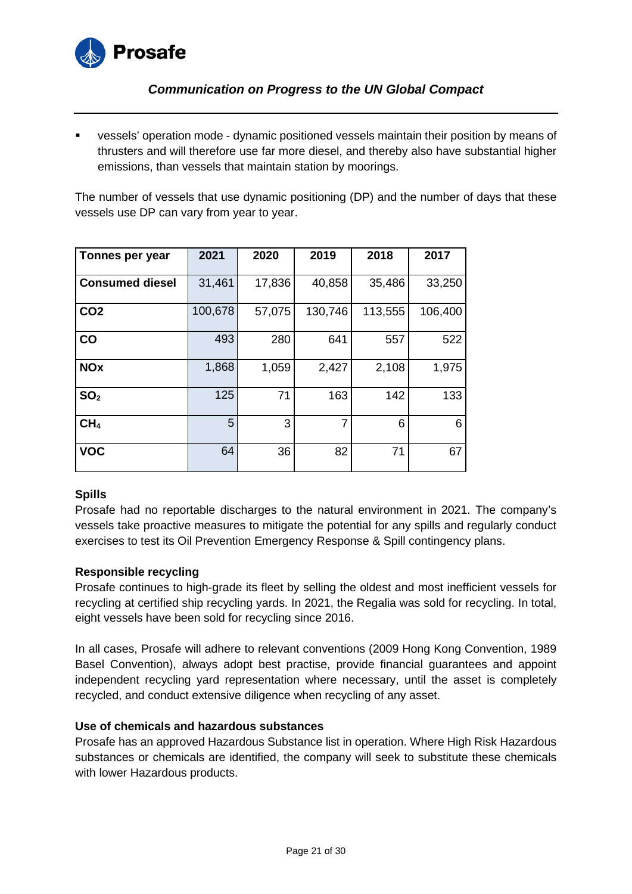- vessels' operation mode - dynamic positioned vessels maintain their position by means of thrusters and will therefore use far more diesel, and thereby also have substantial higher emissions, than vessels that maintain station by moorings.

The number of vessels that use dynamic positioning (DP) and the number of days that these vessels use DP can vary from year to year.

| Tonnes per year | 2021 | 2020 | 2019 | 2018 | 2017 |
|---|---|---|---|---|---|
| **Consumed diesel** | 31,461 | 17,836 | 40,858 | 35,486 | 33,250 |
| **CO2** | 100,678 | 57,075 | 130,746 | 113,555 | 106,400 |
| **CO** | 493 | 280 | 641 | 557 | 522 |
| **NOx** | 1,868 | 1,059 | 2,427 | 2,108 | 1,975 |
| **$SO_2$** | 125 | 71 | 163 | 142 | 133 |
| **$CH_4$** | 5 | 3 | 7 | 6 | 6 |
| **VOC** | 64 | 36 | 82 | 71 | 67 |

**Spills**

Prosafe had no reportable discharges to the natural environment in 2021. The company's vessels take proactive measures to mitigate the potential for any spills and regularly conduct exercises to test its Oil Prevention Emergency Response & Spill contingency plans.

**Responsible recycling**

Prosafe continues to high-grade its fleet by selling the oldest and most inefficient vessels for recycling at certified ship recycling yards. In 2021, the Regalia was sold for recycling. In total, eight vessels have been sold for recycling since 2016.

In all cases, Prosafe will adhere to relevant conventions (2009 Hong Kong Convention, 1989 Basel Convention), always adopt best practise, provide financial guarantees and appoint independent recycling yard representation where necessary, until the asset is completely recycled, and conduct extensive diligence when recycling of any asset.

**Use of chemicals and hazardous substances**

Prosafe has an approved Hazardous Substance list in operation. Where High Risk Hazardous substances or chemicals are identified, the company will seek to substitute these chemicals with lower Hazardous products.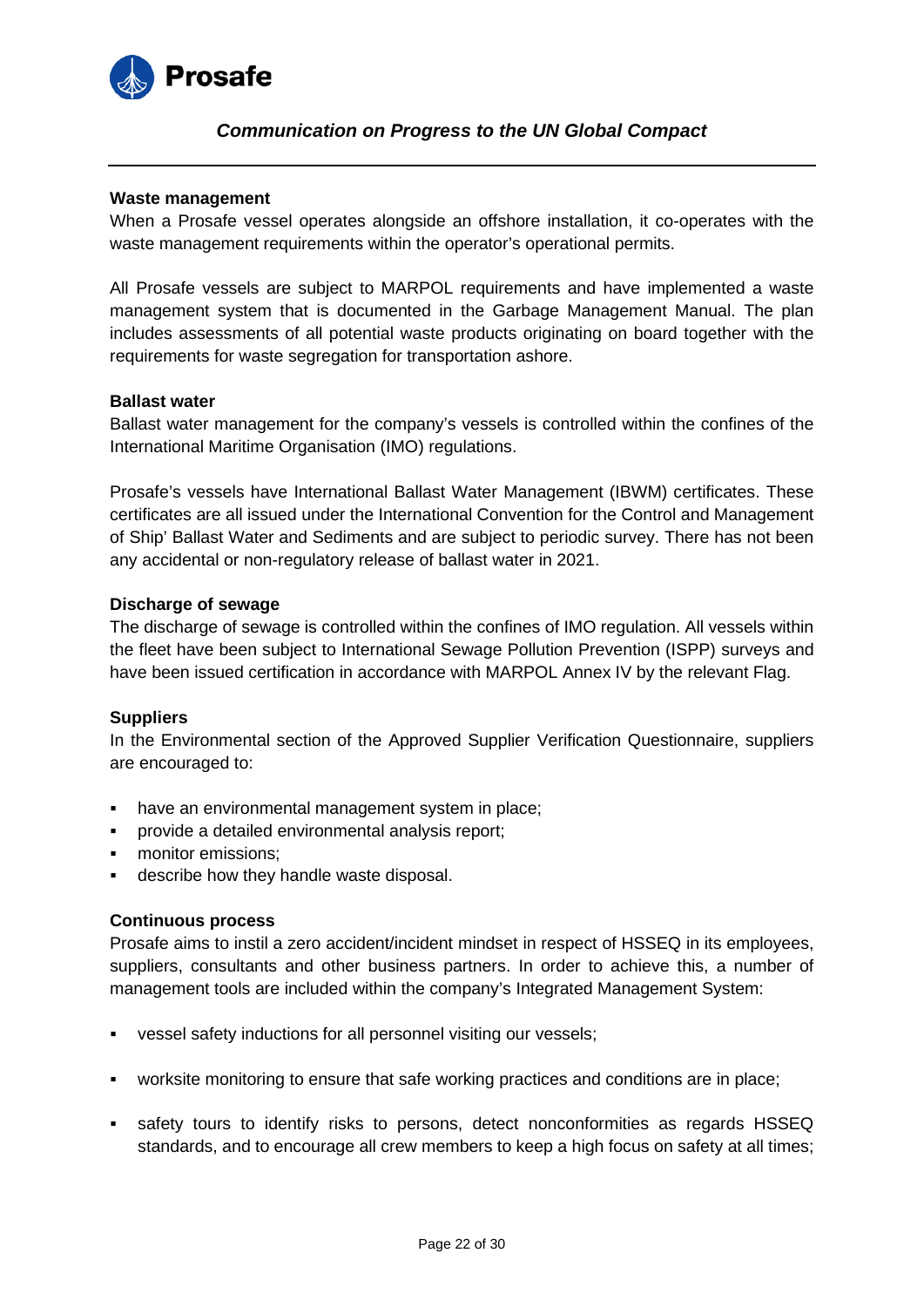**Waste management**

When a Prosafe vessel operates alongside an offshore installation, it co-operates with the waste management requirements within the operator's operational permits.

All Prosafe vessels are subject to MARPOL requirements and have implemented a waste management system that is documented in the Garbage Management Manual. The plan includes assessments of all potential waste products originating on board together with the requirements for waste segregation for transportation ashore.

**Ballast water**

Ballast water management for the company's vessels is controlled within the confines of the International Maritime Organisation (IMO) regulations.

Prosafe's vessels have International Ballast Water Management (IBWM) certificates. These certificates are all issued under the International Convention for the Control and Management of Ship' Ballast Water and Sediments and are subject to periodic survey. There has not been any accidental or non-regulatory release of ballast water in 2021.

**Discharge of sewage**

The discharge of sewage is controlled within the confines of IMO regulation. All vessels within the fleet have been subject to International Sewage Pollution Prevention (ISPP) surveys and have been issued certification in accordance with MARPOL Annex IV by the relevant Flag.

**Suppliers**

In the Environmental section of the Approved Supplier Verification Questionnaire, suppliers are encouraged to:

- have an environmental management system in place;
- provide a detailed environmental analysis report;
- monitor emissions;
- describe how they handle waste disposal.

**Continuous process**

Prosafe aims to instil a zero accident/incident mindset in respect of HSSEQ in its employees, suppliers, consultants and other business partners. In order to achieve this, a number of management tools are included within the company's Integrated Management System:

- vessel safety inductions for all personnel visiting our vessels;
- worksite monitoring to ensure that safe working practices and conditions are in place;
- safety tours to identify risks to persons, detect nonconformities as regards HSSEQ standards, and to encourage all crew members to keep a high focus on safety at all times;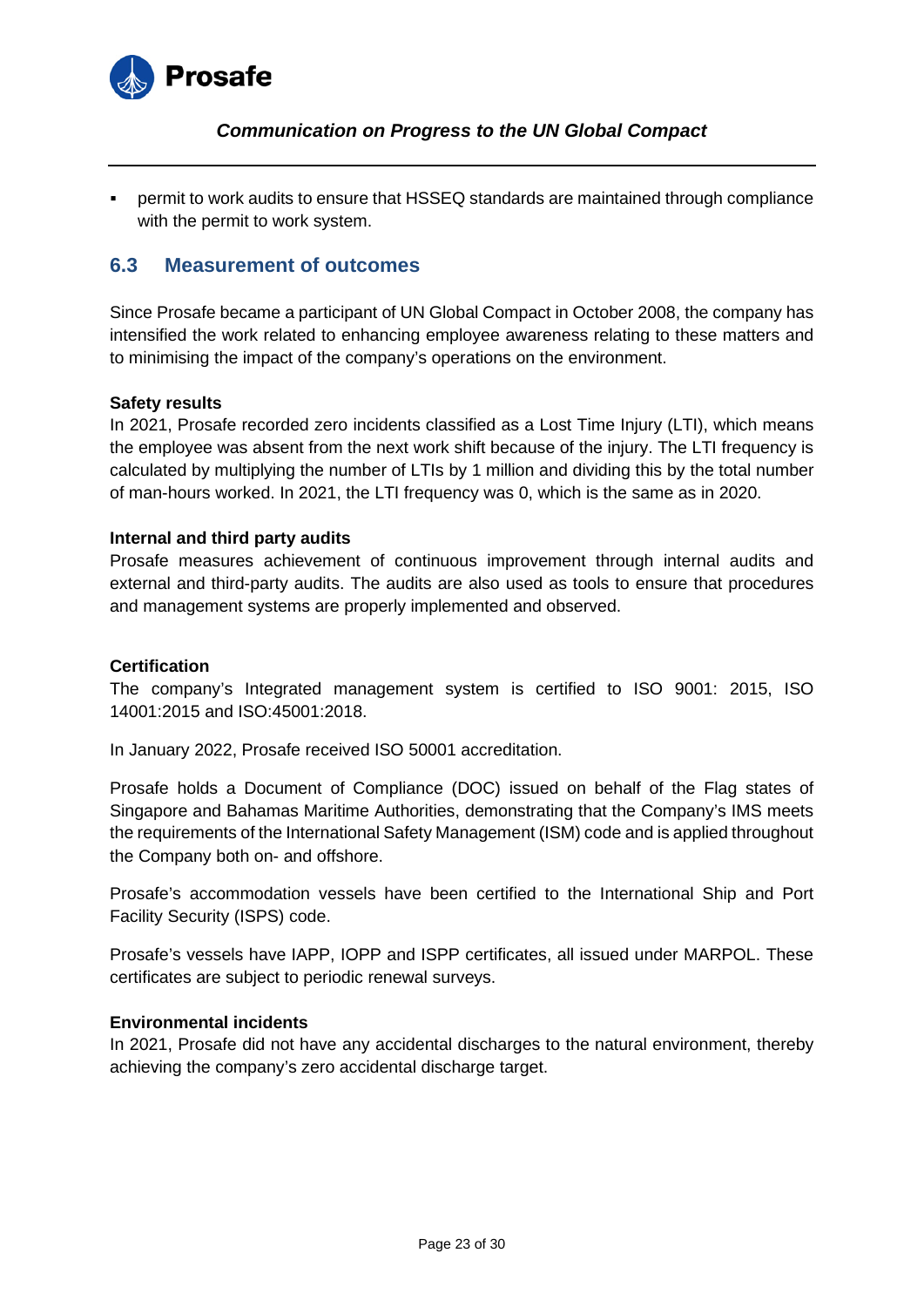- permit to work audits to ensure that HSSEQ standards are maintained through compliance with the permit to work system.

## 6.3 Measurement of outcomes

Since Prosafe became a participant of UN Global Compact in October 2008, the company has intensified the work related to enhancing employee awareness relating to these matters and to minimising the impact of the company's operations on the environment.

**Safety results**

In 2021, Prosafe recorded zero incidents classified as a Lost Time Injury (LTI), which means the employee was absent from the next work shift because of the injury. The LTI frequency is calculated by multiplying the number of LTIs by 1 million and dividing this by the total number of man-hours worked. In 2021, the LTI frequency was 0, which is the same as in 2020.

**Internal and third party audits**

Prosafe measures achievement of continuous improvement through internal audits and external and third-party audits. The audits are also used as tools to ensure that procedures and management systems are properly implemented and observed.

**Certification**

The company's Integrated management system is certified to ISO 9001: 2015, ISO 14001:2015 and ISO:45001:2018.

In January 2022, Prosafe received ISO 50001 accreditation.

Prosafe holds a Document of Compliance (DOC) issued on behalf of the Flag states of Singapore and Bahamas Maritime Authorities, demonstrating that the Company's IMS meets the requirements of the International Safety Management (ISM) code and is applied throughout the Company both on- and offshore.

Prosafe's accommodation vessels have been certified to the International Ship and Port Facility Security (ISPS) code.

Prosafe's vessels have IAPP, IOPP and ISPP certificates, all issued under MARPOL. These certificates are subject to periodic renewal surveys.

**Environmental incidents**

In 2021, Prosafe did not have any accidental discharges to the natural environment, thereby achieving the company's zero accidental discharge target.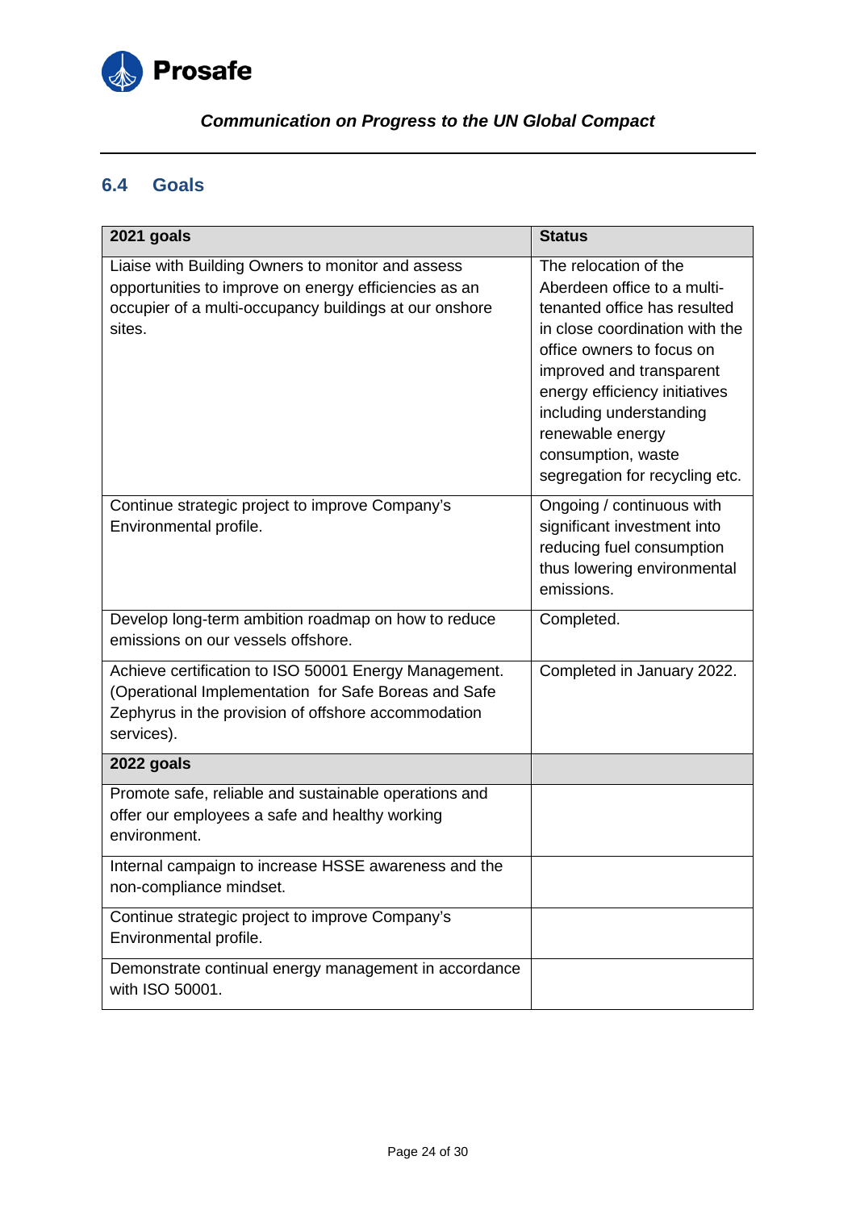## 6.4 Goals

| 2021 goals | Status |
|---|---|
| Liaise with Building Owners to monitor and assess opportunities to improve on energy efficiencies as an occupier of a multi-occupancy buildings at our onshore sites. | The relocation of the Aberdeen office to a multi-tenanted office has resulted in close coordination with the office owners to focus on improved and transparent energy efficiency initiatives including understanding renewable energy consumption, waste segregation for recycling etc. |
| Continue strategic project to improve Company's Environmental profile. | Ongoing / continuous with significant investment into reducing fuel consumption thus lowering environmental emissions. |
| Develop long-term ambition roadmap on how to reduce emissions on our vessels offshore. | Completed. |
| Achieve certification to ISO 50001 Energy Management. (Operational Implementation for Safe Boreas and Safe Zephyrus in the provision of offshore accommodation services). | Completed in January 2022. |
| **2022 goals** | |
| Promote safe, reliable and sustainable operations and offer our employees a safe and healthy working environment. | |
| Internal campaign to increase HSSE awareness and the non-compliance mindset. | |
| Continue strategic project to improve Company's Environmental profile. | |
| Demonstrate continual energy management in accordance with ISO 50001. | |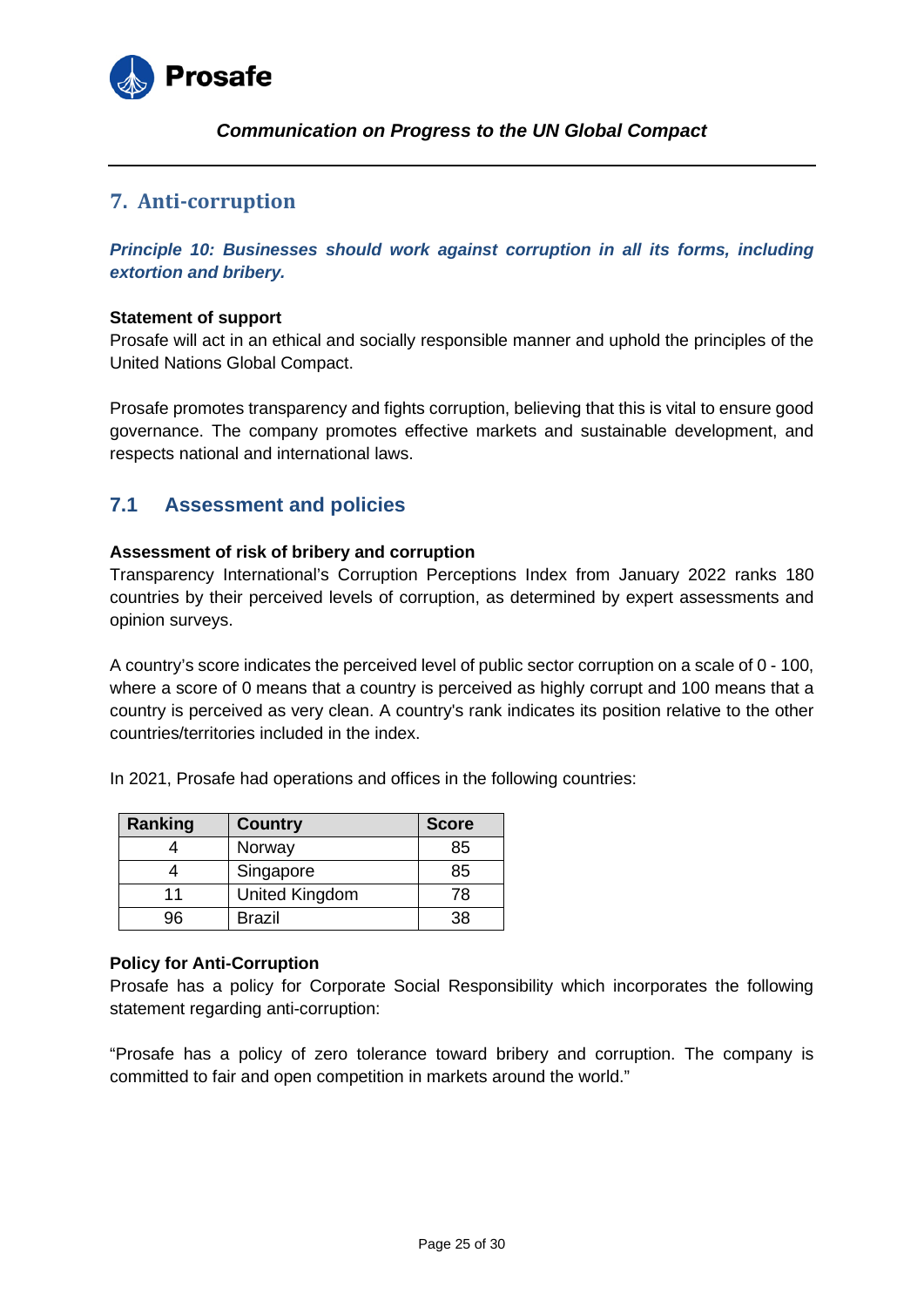## 7. Anti-corruption

***Principle 10: Businesses should work against corruption in all its forms, including extortion and bribery.***

**Statement of support**
Prosafe will act in an ethical and socially responsible manner and uphold the principles of the United Nations Global Compact.

Prosafe promotes transparency and fights corruption, believing that this is vital to ensure good governance. The company promotes effective markets and sustainable development, and respects national and international laws.

### 7.1 Assessment and policies

**Assessment of risk of bribery and corruption**
Transparency International's Corruption Perceptions Index from January 2022 ranks 180 countries by their perceived levels of corruption, as determined by expert assessments and opinion surveys.

A country's score indicates the perceived level of public sector corruption on a scale of 0 - 100, where a score of 0 means that a country is perceived as highly corrupt and 100 means that a country is perceived as very clean. A country's rank indicates its position relative to the other countries/territories included in the index.

In 2021, Prosafe had operations and offices in the following countries:

| Ranking | Country | Score |
|---|---|---|
| 4 | Norway | 85 |
| 4 | Singapore | 85 |
| 11 | United Kingdom | 78 |
| 96 | Brazil | 38 |

**Policy for Anti-Corruption**
Prosafe has a policy for Corporate Social Responsibility which incorporates the following statement regarding anti-corruption:

"Prosafe has a policy of zero tolerance toward bribery and corruption. The company is committed to fair and open competition in markets around the world."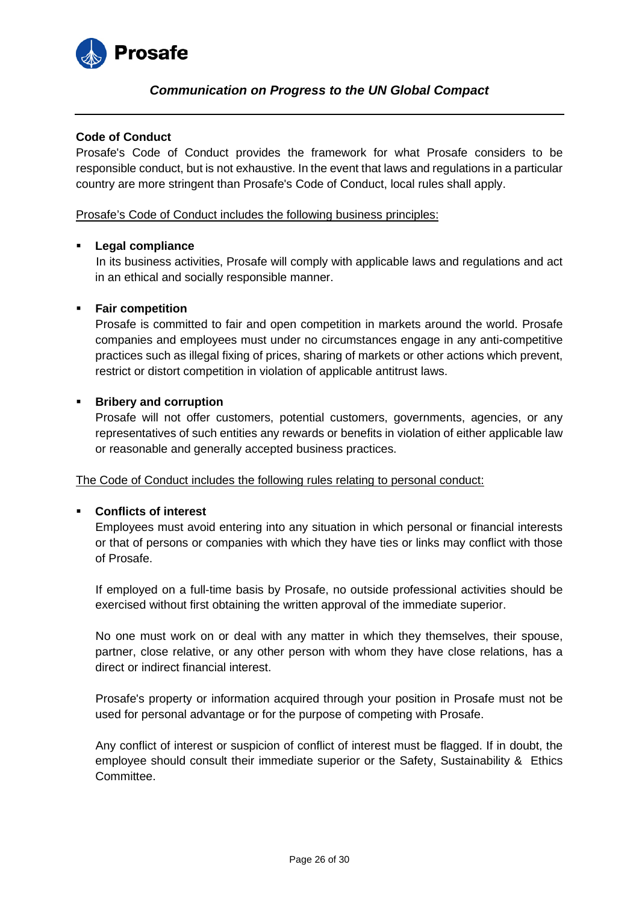## Code of Conduct

Prosafe's Code of Conduct provides the framework for what Prosafe considers to be responsible conduct, but is not exhaustive. In the event that laws and regulations in a particular country are more stringent than Prosafe's Code of Conduct, local rules shall apply.

<u>Prosafe's Code of Conduct includes the following business principles:</u>

- **Legal compliance**

  In its business activities, Prosafe will comply with applicable laws and regulations and act in an ethical and socially responsible manner.

- **Fair competition**

  Prosafe is committed to fair and open competition in markets around the world. Prosafe companies and employees must under no circumstances engage in any anti-competitive practices such as illegal fixing of prices, sharing of markets or other actions which prevent, restrict or distort competition in violation of applicable antitrust laws.

- **Bribery and corruption**

  Prosafe will not offer customers, potential customers, governments, agencies, or any representatives of such entities any rewards or benefits in violation of either applicable law or reasonable and generally accepted business practices.

<u>The Code of Conduct includes the following rules relating to personal conduct:</u>

- **Conflicts of interest**

  Employees must avoid entering into any situation in which personal or financial interests or that of persons or companies with which they have ties or links may conflict with those of Prosafe.

  If employed on a full-time basis by Prosafe, no outside professional activities should be exercised without first obtaining the written approval of the immediate superior.

  No one must work on or deal with any matter in which they themselves, their spouse, partner, close relative, or any other person with whom they have close relations, has a direct or indirect financial interest.

  Prosafe's property or information acquired through your position in Prosafe must not be used for personal advantage or for the purpose of competing with Prosafe.

  Any conflict of interest or suspicion of conflict of interest must be flagged. If in doubt, the employee should consult their immediate superior or the Safety, Sustainability & Ethics Committee.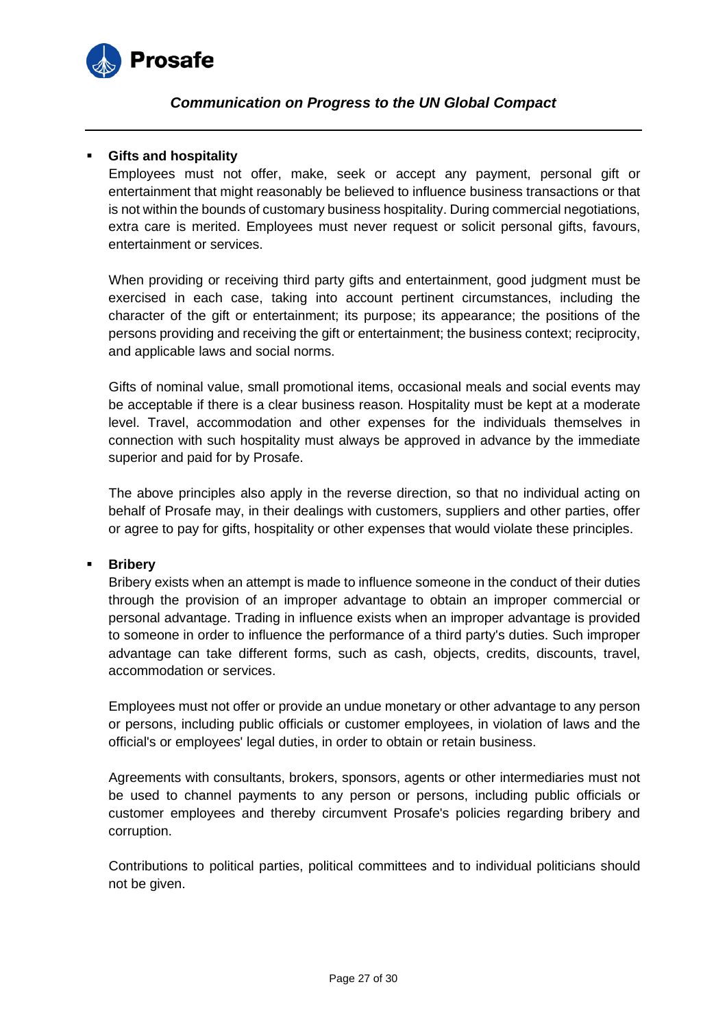- **Gifts and hospitality**

  Employees must not offer, make, seek or accept any payment, personal gift or entertainment that might reasonably be believed to influence business transactions or that is not within the bounds of customary business hospitality. During commercial negotiations, extra care is merited. Employees must never request or solicit personal gifts, favours, entertainment or services.

  When providing or receiving third party gifts and entertainment, good judgment must be exercised in each case, taking into account pertinent circumstances, including the character of the gift or entertainment; its purpose; its appearance; the positions of the persons providing and receiving the gift or entertainment; the business context; reciprocity, and applicable laws and social norms.

  Gifts of nominal value, small promotional items, occasional meals and social events may be acceptable if there is a clear business reason. Hospitality must be kept at a moderate level. Travel, accommodation and other expenses for the individuals themselves in connection with such hospitality must always be approved in advance by the immediate superior and paid for by Prosafe.

  The above principles also apply in the reverse direction, so that no individual acting on behalf of Prosafe may, in their dealings with customers, suppliers and other parties, offer or agree to pay for gifts, hospitality or other expenses that would violate these principles.

- **Bribery**

  Bribery exists when an attempt is made to influence someone in the conduct of their duties through the provision of an improper advantage to obtain an improper commercial or personal advantage. Trading in influence exists when an improper advantage is provided to someone in order to influence the performance of a third party's duties. Such improper advantage can take different forms, such as cash, objects, credits, discounts, travel, accommodation or services.

  Employees must not offer or provide an undue monetary or other advantage to any person or persons, including public officials or customer employees, in violation of laws and the official's or employees' legal duties, in order to obtain or retain business.

  Agreements with consultants, brokers, sponsors, agents or other intermediaries must not be used to channel payments to any person or persons, including public officials or customer employees and thereby circumvent Prosafe's policies regarding bribery and corruption.

  Contributions to political parties, political committees and to individual politicians should not be given.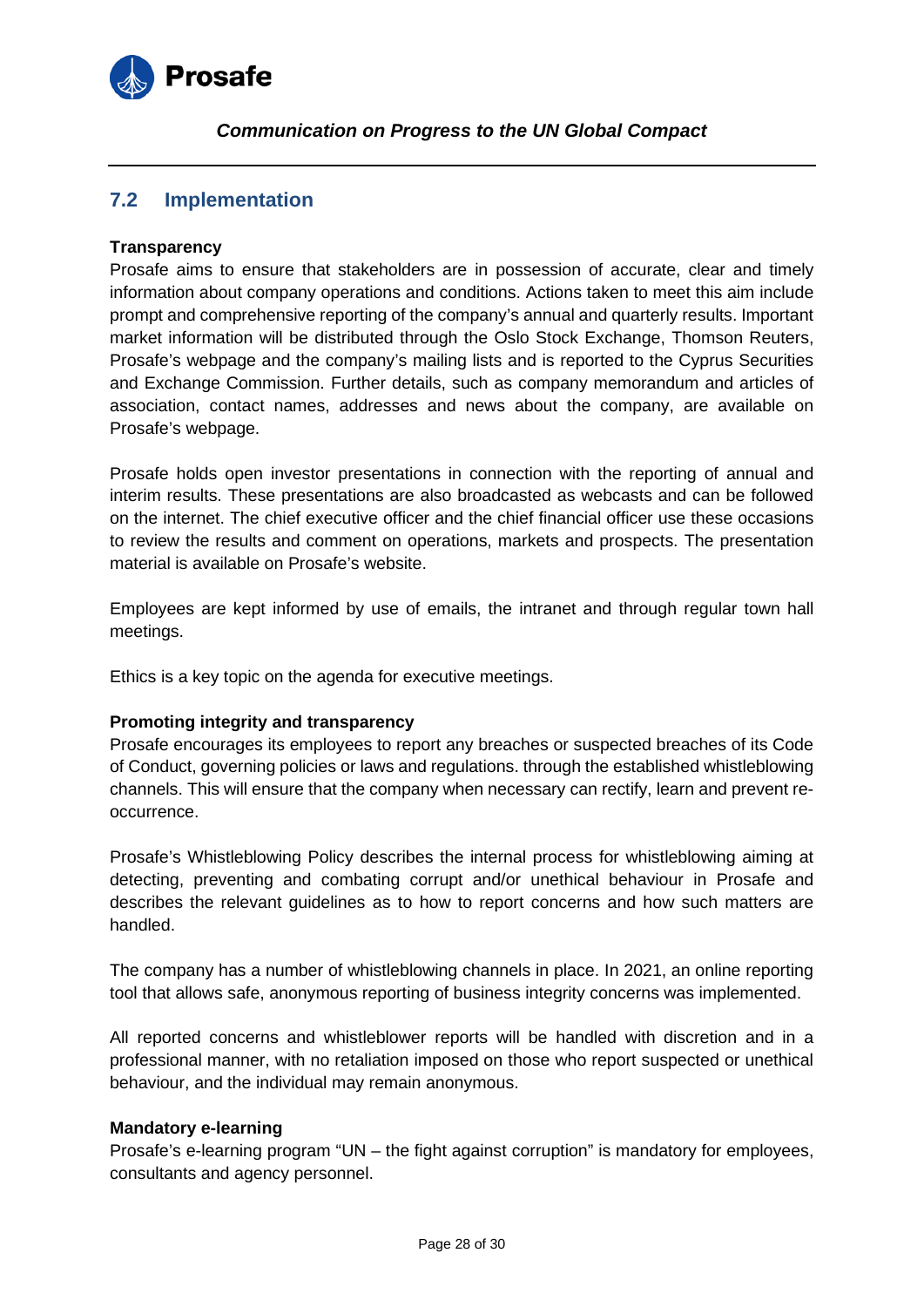## 7.2 Implementation

**Transparency**

Prosafe aims to ensure that stakeholders are in possession of accurate, clear and timely information about company operations and conditions. Actions taken to meet this aim include prompt and comprehensive reporting of the company's annual and quarterly results. Important market information will be distributed through the Oslo Stock Exchange, Thomson Reuters, Prosafe's webpage and the company's mailing lists and is reported to the Cyprus Securities and Exchange Commission. Further details, such as company memorandum and articles of association, contact names, addresses and news about the company, are available on Prosafe's webpage.

Prosafe holds open investor presentations in connection with the reporting of annual and interim results. These presentations are also broadcasted as webcasts and can be followed on the internet. The chief executive officer and the chief financial officer use these occasions to review the results and comment on operations, markets and prospects. The presentation material is available on Prosafe's website.

Employees are kept informed by use of emails, the intranet and through regular town hall meetings.

Ethics is a key topic on the agenda for executive meetings.

**Promoting integrity and transparency**

Prosafe encourages its employees to report any breaches or suspected breaches of its Code of Conduct, governing policies or laws and regulations. through the established whistleblowing channels. This will ensure that the company when necessary can rectify, learn and prevent re-occurrence.

Prosafe's Whistleblowing Policy describes the internal process for whistleblowing aiming at detecting, preventing and combating corrupt and/or unethical behaviour in Prosafe and describes the relevant guidelines as to how to report concerns and how such matters are handled.

The company has a number of whistleblowing channels in place. In 2021, an online reporting tool that allows safe, anonymous reporting of business integrity concerns was implemented.

All reported concerns and whistleblower reports will be handled with discretion and in a professional manner, with no retaliation imposed on those who report suspected or unethical behaviour, and the individual may remain anonymous.

**Mandatory e-learning**

Prosafe's e-learning program "UN – the fight against corruption" is mandatory for employees, consultants and agency personnel.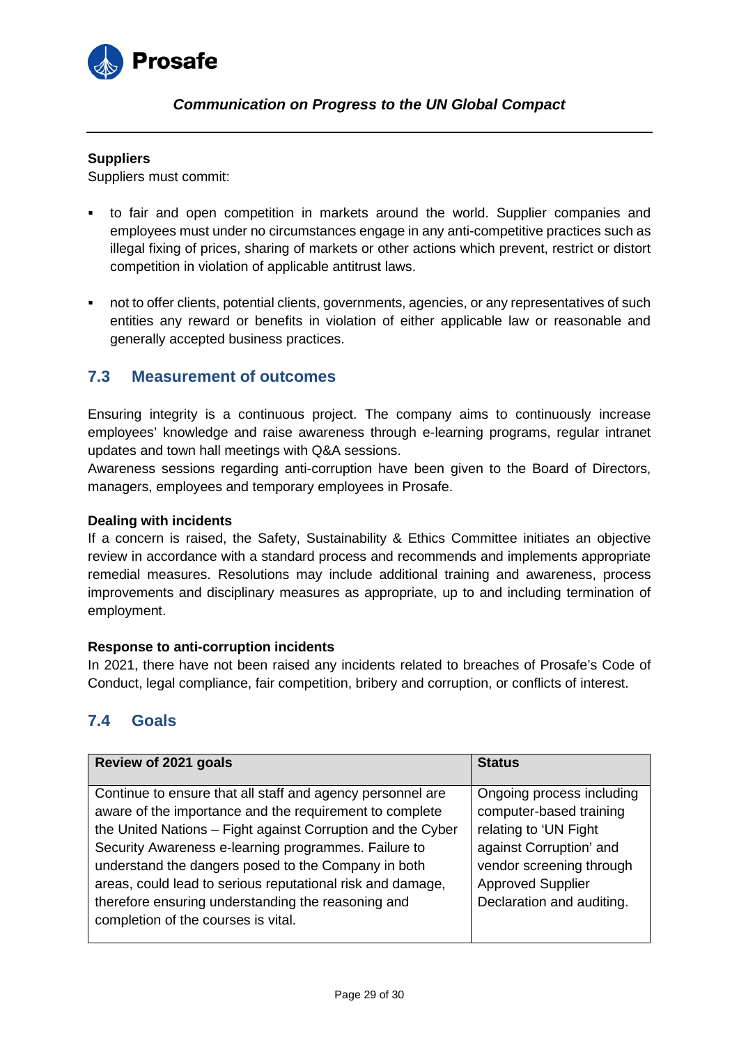**Suppliers**

Suppliers must commit:

- to fair and open competition in markets around the world. Supplier companies and employees must under no circumstances engage in any anti-competitive practices such as illegal fixing of prices, sharing of markets or other actions which prevent, restrict or distort competition in violation of applicable antitrust laws.

- not to offer clients, potential clients, governments, agencies, or any representatives of such entities any reward or benefits in violation of either applicable law or reasonable and generally accepted business practices.

## 7.3 Measurement of outcomes

Ensuring integrity is a continuous project. The company aims to continuously increase employees' knowledge and raise awareness through e-learning programs, regular intranet updates and town hall meetings with Q&A sessions.
Awareness sessions regarding anti-corruption have been given to the Board of Directors, managers, employees and temporary employees in Prosafe.

**Dealing with incidents**

If a concern is raised, the Safety, Sustainability & Ethics Committee initiates an objective review in accordance with a standard process and recommends and implements appropriate remedial measures. Resolutions may include additional training and awareness, process improvements and disciplinary measures as appropriate, up to and including termination of employment.

**Response to anti-corruption incidents**

In 2021, there have not been raised any incidents related to breaches of Prosafe's Code of Conduct, legal compliance, fair competition, bribery and corruption, or conflicts of interest.

## 7.4 Goals

| Review of 2021 goals | Status |
|---|---|
| Continue to ensure that all staff and agency personnel are aware of the importance and the requirement to complete the United Nations – Fight against Corruption and the Cyber Security Awareness e-learning programmes. Failure to understand the dangers posed to the Company in both areas, could lead to serious reputational risk and damage, therefore ensuring understanding the reasoning and completion of the courses is vital. | Ongoing process including computer-based training relating to 'UN Fight against Corruption' and vendor screening through Approved Supplier Declaration and auditing. |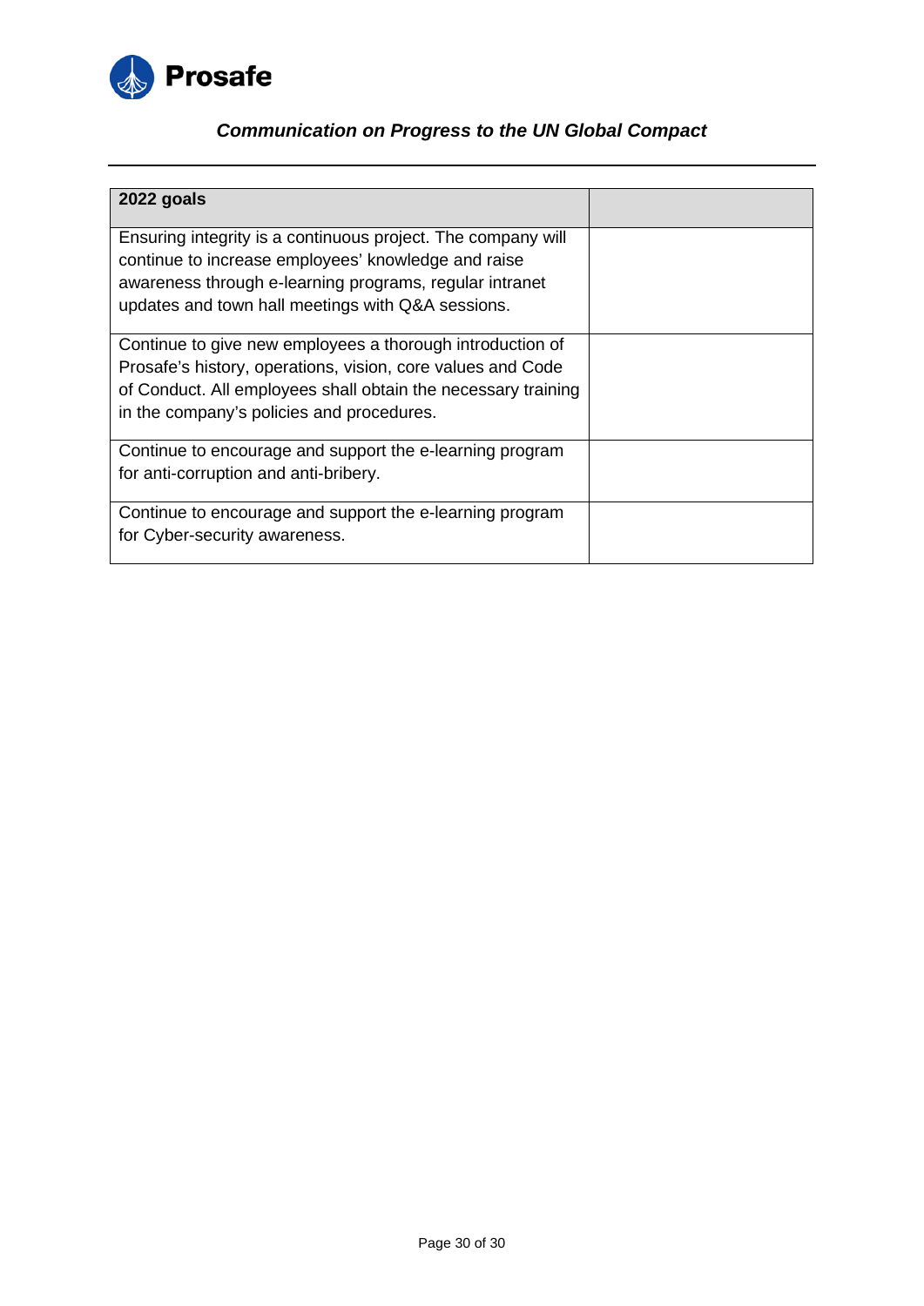| 2022 goals | |
|---|---|
| Ensuring integrity is a continuous project. The company will continue to increase employees' knowledge and raise awareness through e-learning programs, regular intranet updates and town hall meetings with Q&A sessions. | |
| Continue to give new employees a thorough introduction of Prosafe's history, operations, vision, core values and Code of Conduct. All employees shall obtain the necessary training in the company's policies and procedures. | |
| Continue to encourage and support the e-learning program for anti-corruption and anti-bribery. | |
| Continue to encourage and support the e-learning program for Cyber-security awareness. | |